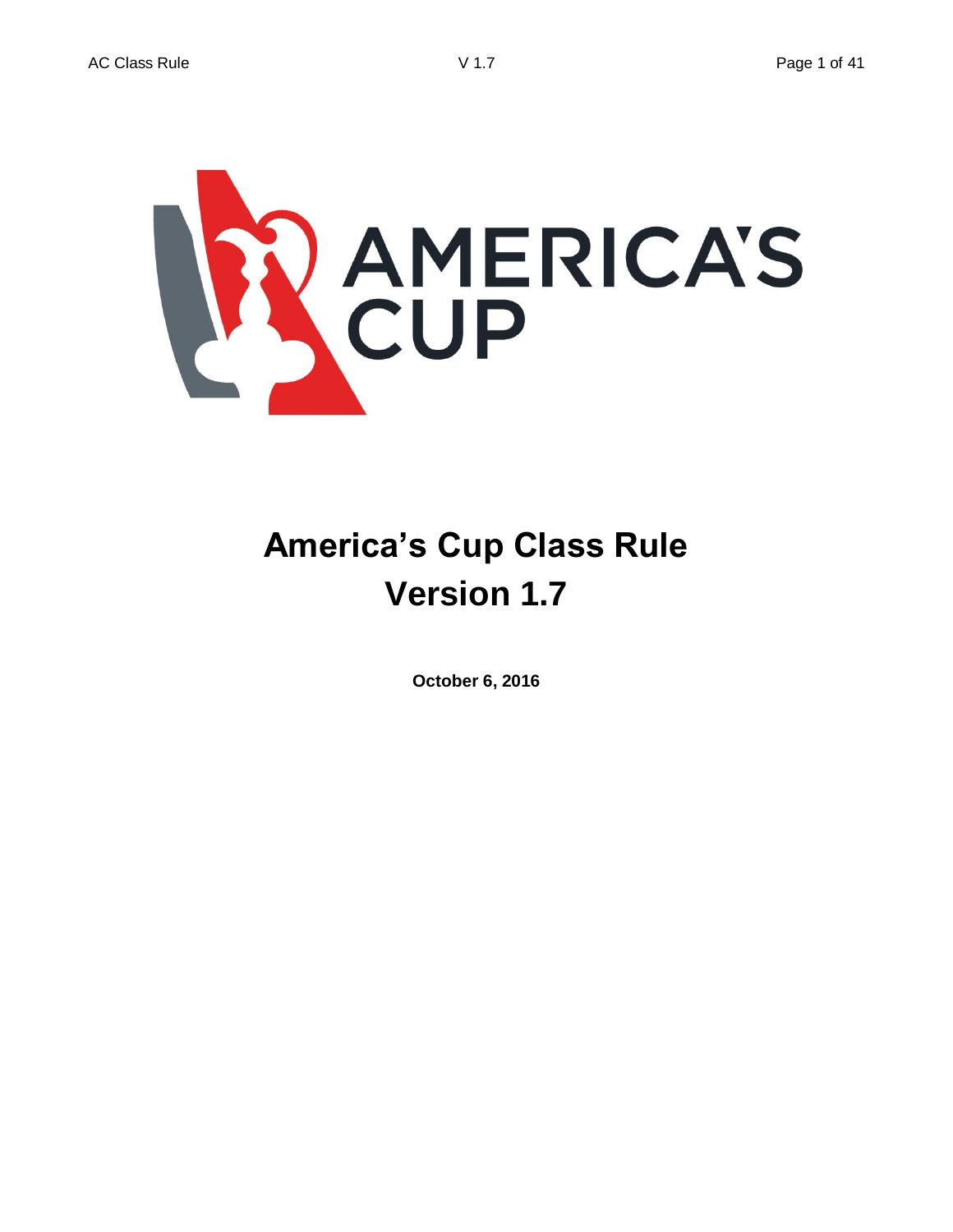# America's Cup Class Rule

# Version 1.7

**October 6, 2016**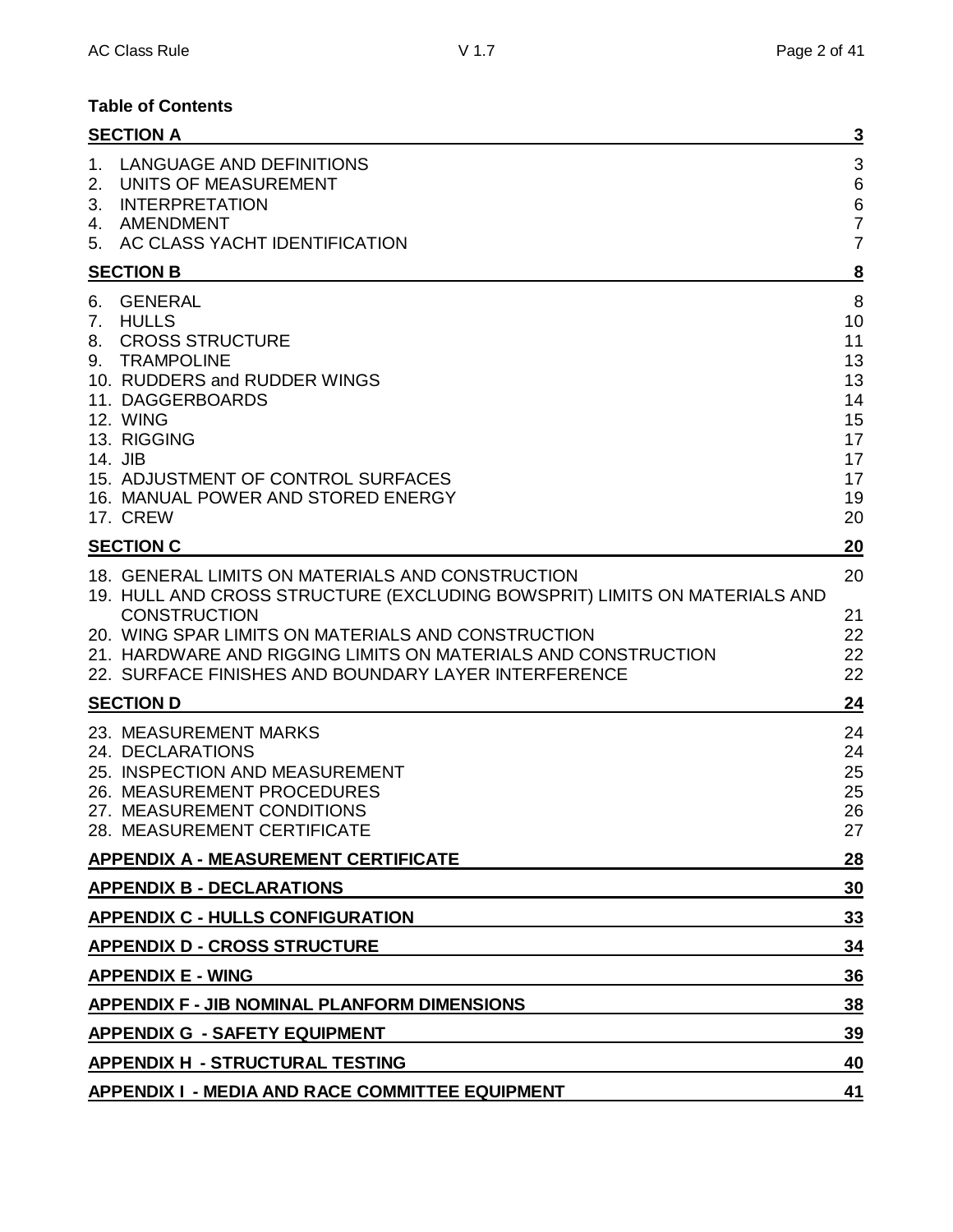**Table of Contents**

| | |
|---|---|
| **SECTION A** | **3** |
| 1. LANGUAGE AND DEFINITIONS | 3 |
| 2. UNITS OF MEASUREMENT | 6 |
| 3. INTERPRETATION | 6 |
| 4. AMENDMENT | 7 |
| 5. AC CLASS YACHT IDENTIFICATION | 7 |
| **SECTION B** | **8** |
| 6. GENERAL | 8 |
| 7. HULLS | 10 |
| 8. CROSS STRUCTURE | 11 |
| 9. TRAMPOLINE | 13 |
| 10. RUDDERS and RUDDER WINGS | 13 |
| 11. DAGGERBOARDS | 14 |
| 12. WING | 15 |
| 13. RIGGING | 17 |
| 14. JIB | 17 |
| 15. ADJUSTMENT OF CONTROL SURFACES | 17 |
| 16. MANUAL POWER AND STORED ENERGY | 19 |
| 17. CREW | 20 |
| **SECTION C** | **20** |
| 18. GENERAL LIMITS ON MATERIALS AND CONSTRUCTION | 20 |
| 19. HULL AND CROSS STRUCTURE (EXCLUDING BOWSPRIT) LIMITS ON MATERIALS AND CONSTRUCTION | 21 |
| 20. WING SPAR LIMITS ON MATERIALS AND CONSTRUCTION | 22 |
| 21. HARDWARE AND RIGGING LIMITS ON MATERIALS AND CONSTRUCTION | 22 |
| 22. SURFACE FINISHES AND BOUNDARY LAYER INTERFERENCE | 22 |
| **SECTION D** | **24** |
| 23. MEASUREMENT MARKS | 24 |
| 24. DECLARATIONS | 24 |
| 25. INSPECTION AND MEASUREMENT | 25 |
| 26. MEASUREMENT PROCEDURES | 25 |
| 27. MEASUREMENT CONDITIONS | 26 |
| 28. MEASUREMENT CERTIFICATE | 27 |
| **APPENDIX A - MEASUREMENT CERTIFICATE** | **28** |
| **APPENDIX B - DECLARATIONS** | **30** |
| **APPENDIX C - HULLS CONFIGURATION** | **33** |
| **APPENDIX D - CROSS STRUCTURE** | **34** |
| **APPENDIX E - WING** | **36** |
| **APPENDIX F - JIB NOMINAL PLANFORM DIMENSIONS** | **38** |
| **APPENDIX G - SAFETY EQUIPMENT** | **39** |
| **APPENDIX H - STRUCTURAL TESTING** | **40** |
| **APPENDIX I - MEDIA AND RACE COMMITTEE EQUIPMENT** | **41** |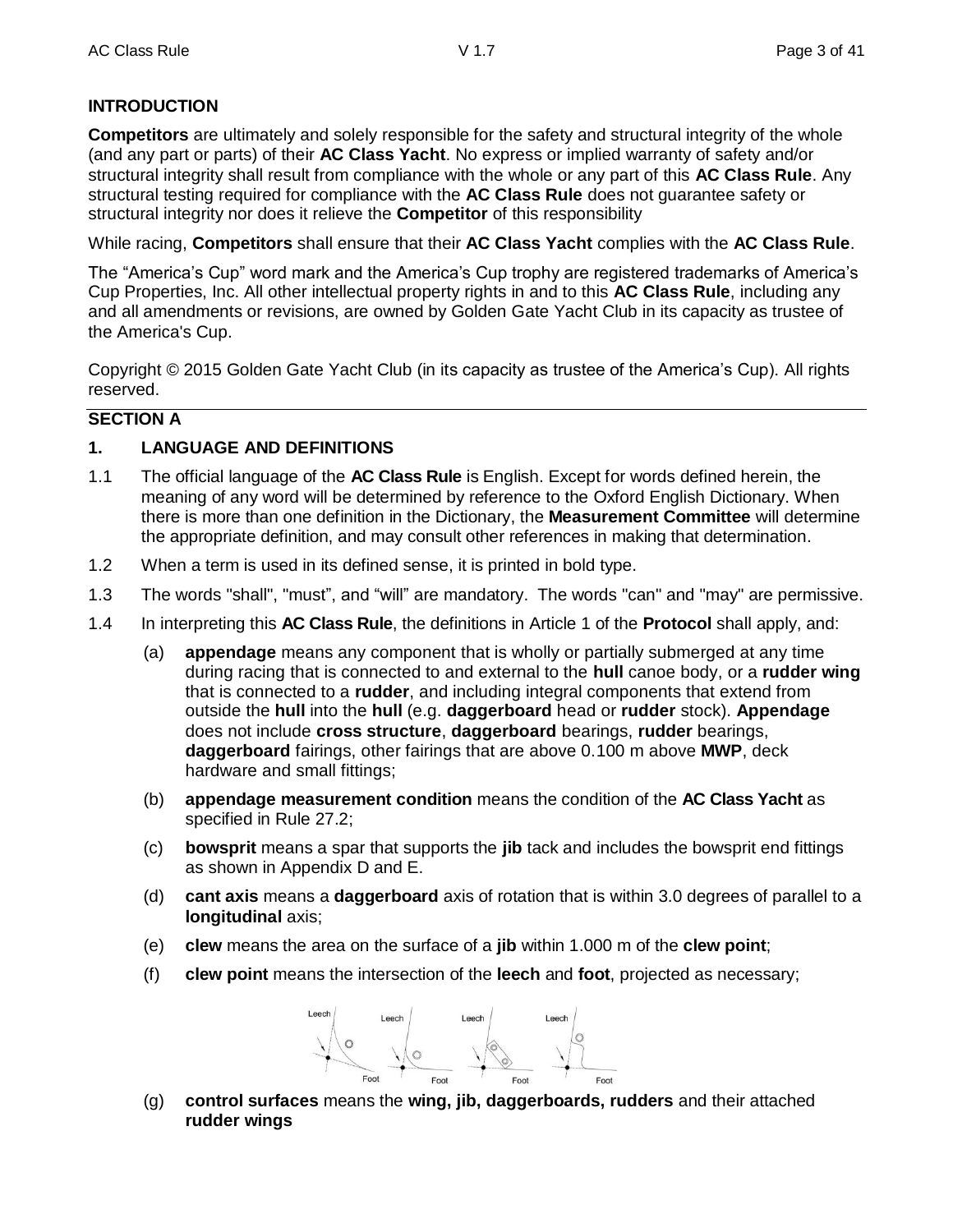## INTRODUCTION

**Competitors** are ultimately and solely responsible for the safety and structural integrity of the whole (and any part or parts) of their **AC Class Yacht**. No express or implied warranty of safety and/or structural integrity shall result from compliance with the whole or any part of this **AC Class Rule**. Any structural testing required for compliance with the **AC Class Rule** does not guarantee safety or structural integrity nor does it relieve the **Competitor** of this responsibility

While racing, **Competitors** shall ensure that their **AC Class Yacht** complies with the **AC Class Rule**.

The "America's Cup" word mark and the America's Cup trophy are registered trademarks of America's Cup Properties, Inc. All other intellectual property rights in and to this **AC Class Rule**, including any and all amendments or revisions, are owned by Golden Gate Yacht Club in its capacity as trustee of the America's Cup.

Copyright © 2015 Golden Gate Yacht Club (in its capacity as trustee of the America's Cup). All rights reserved.

## SECTION A

### 1. LANGUAGE AND DEFINITIONS

1.1 The official language of the **AC Class Rule** is English. Except for words defined herein, the meaning of any word will be determined by reference to the Oxford English Dictionary. When there is more than one definition in the Dictionary, the **Measurement Committee** will determine the appropriate definition, and may consult other references in making that determination.

1.2 When a term is used in its defined sense, it is printed in bold type.

1.3 The words "shall", "must", and "will" are mandatory. The words "can" and "may" are permissive.

1.4 In interpreting this **AC Class Rule**, the definitions in Article 1 of the **Protocol** shall apply, and:

(a) **appendage** means any component that is wholly or partially submerged at any time during racing that is connected to and external to the **hull** canoe body, or a **rudder wing** that is connected to a **rudder**, and including integral components that extend from outside the **hull** into the **hull** (e.g. **daggerboard** head or **rudder** stock). **Appendage** does not include **cross structure**, **daggerboard** bearings, **rudder** bearings, **daggerboard** fairings, other fairings that are above 0.100 m above **MWP**, deck hardware and small fittings;

(b) **appendage measurement condition** means the condition of the **AC Class Yacht** as specified in Rule 27.2;

(c) **bowsprit** means a spar that supports the **jib** tack and includes the bowsprit end fittings as shown in Appendix D and E.

(d) **cant axis** means a **daggerboard** axis of rotation that is within 3.0 degrees of parallel to a **longitudinal** axis;

(e) **clew** means the area on the surface of a **jib** within 1.000 m of the **clew point**;

(f) **clew point** means the intersection of the **leech** and **foot**, projected as necessary;

(g) **control surfaces** means the **wing, jib, daggerboards, rudders** and their attached **rudder wings**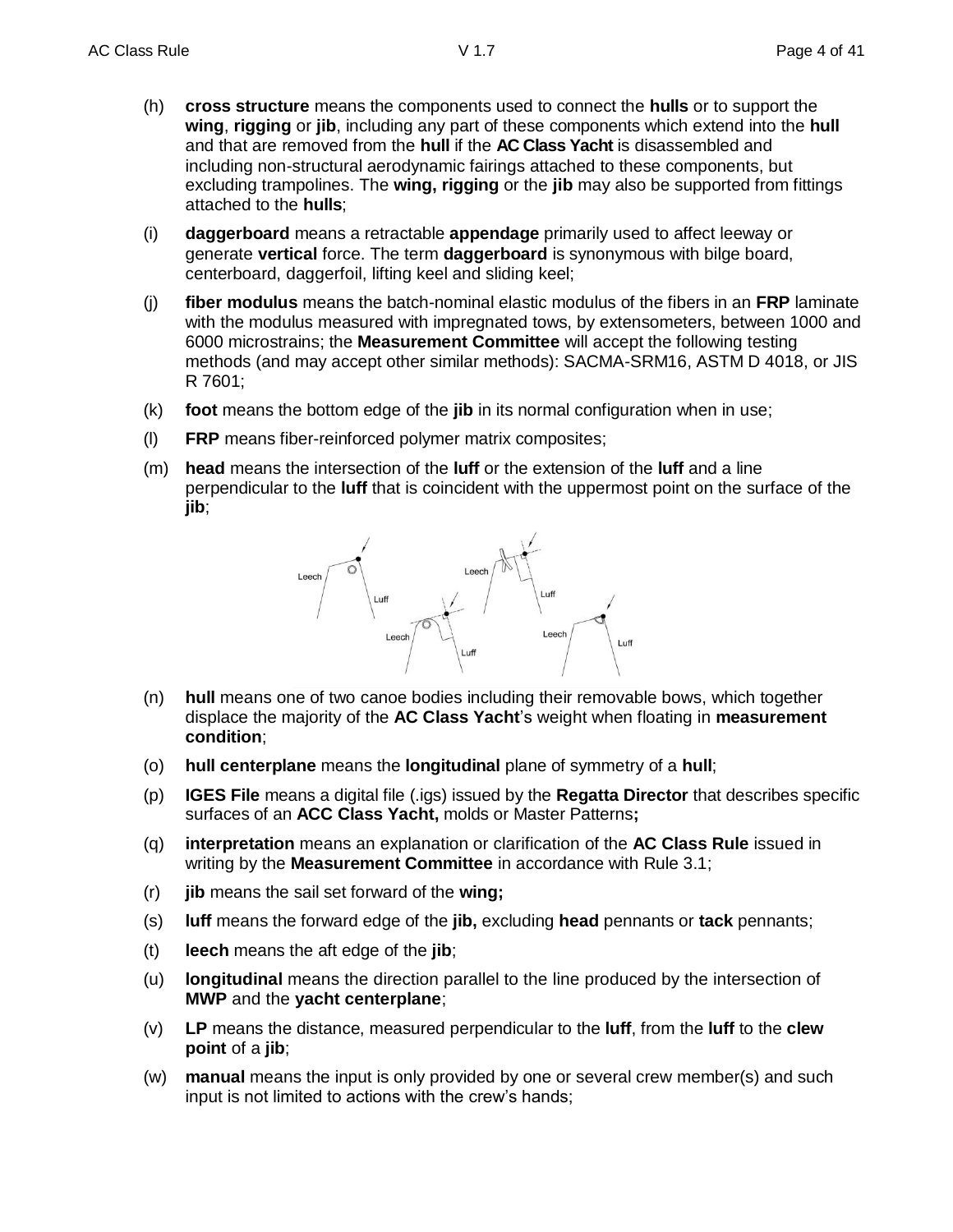(h) **cross structure** means the components used to connect the **hulls** or to support the **wing**, **rigging** or **jib**, including any part of these components which extend into the **hull** and that are removed from the **hull** if the **AC Class Yacht** is disassembled and including non-structural aerodynamic fairings attached to these components, but excluding trampolines. The **wing, rigging** or the **jib** may also be supported from fittings attached to the **hulls**;

(i) **daggerboard** means a retractable **appendage** primarily used to affect leeway or generate **vertical** force. The term **daggerboard** is synonymous with bilge board, centerboard, daggerfoil, lifting keel and sliding keel;

(j) **fiber modulus** means the batch-nominal elastic modulus of the fibers in an **FRP** laminate with the modulus measured with impregnated tows, by extensometers, between 1000 and 6000 microstrains; the **Measurement Committee** will accept the following testing methods (and may accept other similar methods): SACMA-SRM16, ASTM D 4018, or JIS R 7601;

(k) **foot** means the bottom edge of the **jib** in its normal configuration when in use;

(l) **FRP** means fiber-reinforced polymer matrix composites;

(m) **head** means the intersection of the **luff** or the extension of the **luff** and a line perpendicular to the **luff** that is coincident with the uppermost point on the surface of the **jib**;

(n) **hull** means one of two canoe bodies including their removable bows, which together displace the majority of the **AC Class Yacht**'s weight when floating in **measurement condition**;

(o) **hull centerplane** means the **longitudinal** plane of symmetry of a **hull**;

(p) **IGES File** means a digital file (.igs) issued by the **Regatta Director** that describes specific surfaces of an **ACC Class Yacht,** molds or Master Patterns**;**

(q) **interpretation** means an explanation or clarification of the **AC Class Rule** issued in writing by the **Measurement Committee** in accordance with Rule 3.1;

(r) **jib** means the sail set forward of the **wing;**

(s) **luff** means the forward edge of the **jib,** excluding **head** pennants or **tack** pennants;

(t) **leech** means the aft edge of the **jib**;

(u) **longitudinal** means the direction parallel to the line produced by the intersection of **MWP** and the **yacht centerplane**;

(v) **LP** means the distance, measured perpendicular to the **luff**, from the **luff** to the **clew point** of a **jib**;

(w) **manual** means the input is only provided by one or several crew member(s) and such input is not limited to actions with the crew's hands;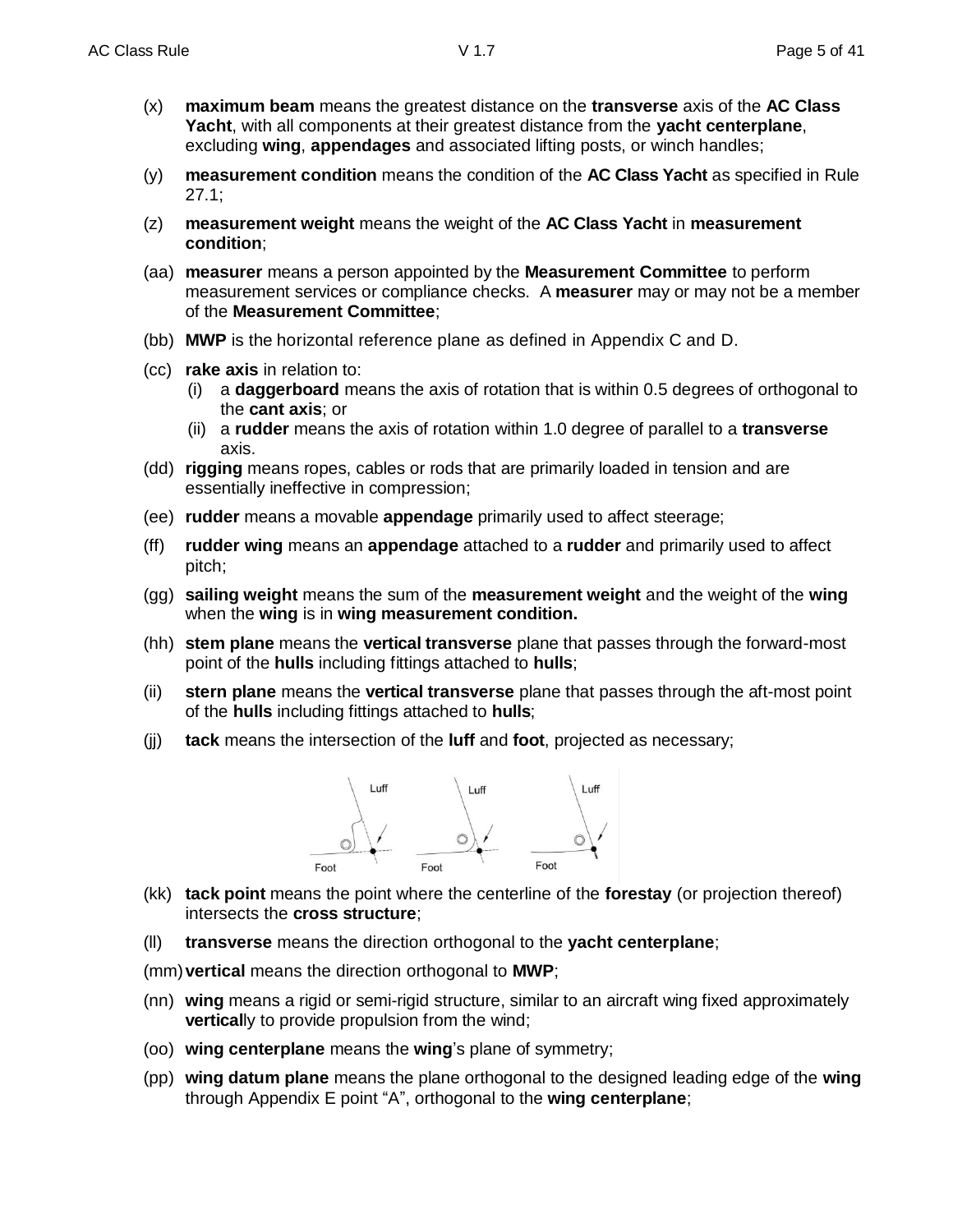(x) **maximum beam** means the greatest distance on the **transverse** axis of the **AC Class Yacht**, with all components at their greatest distance from the **yacht centerplane**, excluding **wing**, **appendages** and associated lifting posts, or winch handles;

(y) **measurement condition** means the condition of the **AC Class Yacht** as specified in Rule 27.1;

(z) **measurement weight** means the weight of the **AC Class Yacht** in **measurement condition**;

(aa) **measurer** means a person appointed by the **Measurement Committee** to perform measurement services or compliance checks. A **measurer** may or may not be a member of the **Measurement Committee**;

(bb) **MWP** is the horizontal reference plane as defined in Appendix C and D.

(cc) **rake axis** in relation to:
   (i) a **daggerboard** means the axis of rotation that is within 0.5 degrees of orthogonal to the **cant axis**; or
   (ii) a **rudder** means the axis of rotation within 1.0 degree of parallel to a **transverse** axis.

(dd) **rigging** means ropes, cables or rods that are primarily loaded in tension and are essentially ineffective in compression;

(ee) **rudder** means a movable **appendage** primarily used to affect steerage;

(ff) **rudder wing** means an **appendage** attached to a **rudder** and primarily used to affect pitch;

(gg) **sailing weight** means the sum of the **measurement weight** and the weight of the **wing** when the **wing** is in **wing measurement condition.**

(hh) **stem plane** means the **vertical transverse** plane that passes through the forward-most point of the **hulls** including fittings attached to **hulls**;

(ii) **stern plane** means the **vertical transverse** plane that passes through the aft-most point of the **hulls** including fittings attached to **hulls**;

(jj) **tack** means the intersection of the **luff** and **foot**, projected as necessary;

Luff Luff Luff

Foot Foot Foot

(kk) **tack point** means the point where the centerline of the **forestay** (or projection thereof) intersects the **cross structure**;

(ll) **transverse** means the direction orthogonal to the **yacht centerplane**;

(mm) **vertical** means the direction orthogonal to **MWP**;

(nn) **wing** means a rigid or semi-rigid structure, similar to an aircraft wing fixed approximately **vertical**ly to provide propulsion from the wind;

(oo) **wing centerplane** means the **wing**'s plane of symmetry;

(pp) **wing datum plane** means the plane orthogonal to the designed leading edge of the **wing** through Appendix E point "A", orthogonal to the **wing centerplane**;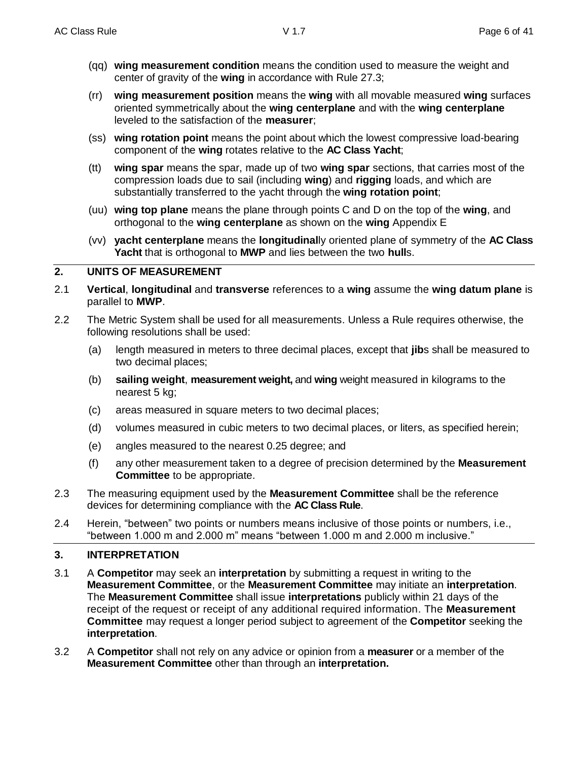(qq) **wing measurement condition** means the condition used to measure the weight and center of gravity of the **wing** in accordance with Rule 27.3;

(rr) **wing measurement position** means the **wing** with all movable measured **wing** surfaces oriented symmetrically about the **wing centerplane** and with the **wing centerplane** leveled to the satisfaction of the **measurer**;

(ss) **wing rotation point** means the point about which the lowest compressive load-bearing component of the **wing** rotates relative to the **AC Class Yacht**;

(tt) **wing spar** means the spar, made up of two **wing spar** sections, that carries most of the compression loads due to sail (including **wing**) and **rigging** loads, and which are substantially transferred to the yacht through the **wing rotation point**;

(uu) **wing top plane** means the plane through points C and D on the top of the **wing**, and orthogonal to the **wing centerplane** as shown on the **wing** Appendix E

(vv) **yacht centerplane** means the **longitudinal**ly oriented plane of symmetry of the **AC Class Yacht** that is orthogonal to **MWP** and lies between the two **hull**s.

## 2. UNITS OF MEASUREMENT

2.1 **Vertical**, **longitudinal** and **transverse** references to a **wing** assume the **wing datum plane** is parallel to **MWP**.

2.2 The Metric System shall be used for all measurements. Unless a Rule requires otherwise, the following resolutions shall be used:

(a) length measured in meters to three decimal places, except that **jib**s shall be measured to two decimal places;

(b) **sailing weight**, **measurement weight,** and **wing** weight measured in kilograms to the nearest 5 kg;

(c) areas measured in square meters to two decimal places;

(d) volumes measured in cubic meters to two decimal places, or liters, as specified herein;

(e) angles measured to the nearest 0.25 degree; and

(f) any other measurement taken to a degree of precision determined by the **Measurement Committee** to be appropriate.

2.3 The measuring equipment used by the **Measurement Committee** shall be the reference devices for determining compliance with the **AC Class Rule**.

2.4 Herein, "between" two points or numbers means inclusive of those points or numbers, i.e., "between 1.000 m and 2.000 m" means "between 1.000 m and 2.000 m inclusive."

## 3. INTERPRETATION

3.1 A **Competitor** may seek an **interpretation** by submitting a request in writing to the **Measurement Committee**, or the **Measurement Committee** may initiate an **interpretation**. The **Measurement Committee** shall issue **interpretations** publicly within 21 days of the receipt of the request or receipt of any additional required information. The **Measurement Committee** may request a longer period subject to agreement of the **Competitor** seeking the **interpretation**.

3.2 A **Competitor** shall not rely on any advice or opinion from a **measurer** or a member of the **Measurement Committee** other than through an **interpretation.**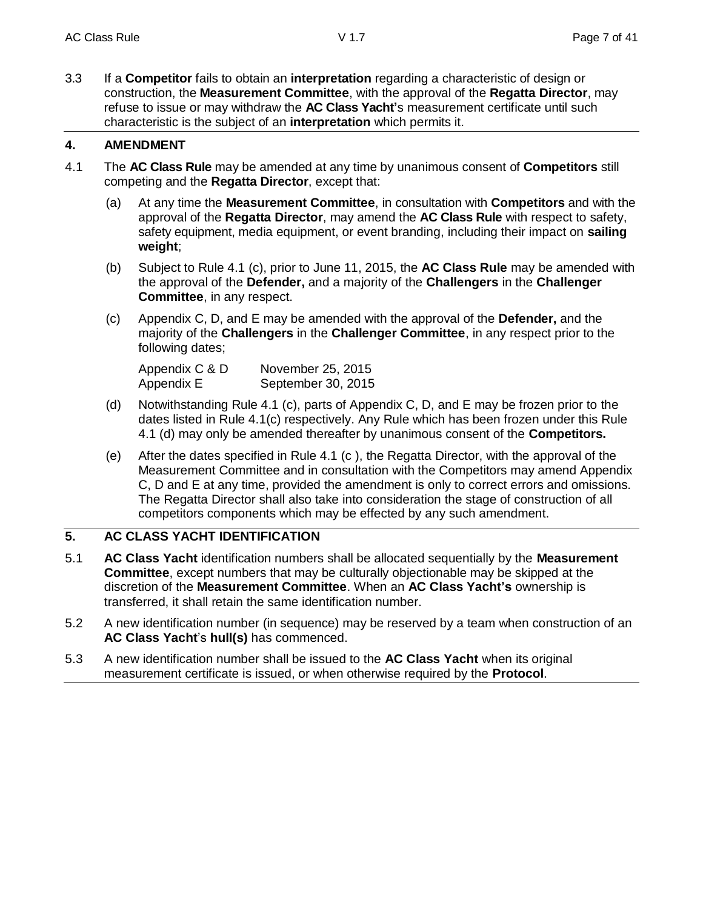3.3 If a **Competitor** fails to obtain an **interpretation** regarding a characteristic of design or construction, the **Measurement Committee**, with the approval of the **Regatta Director**, may refuse to issue or may withdraw the **AC Class Yacht'**s measurement certificate until such characteristic is the subject of an **interpretation** which permits it.

## 4. AMENDMENT

4.1 The **AC Class Rule** may be amended at any time by unanimous consent of **Competitors** still competing and the **Regatta Director**, except that:

(a) At any time the **Measurement Committee**, in consultation with **Competitors** and with the approval of the **Regatta Director**, may amend the **AC Class Rule** with respect to safety, safety equipment, media equipment, or event branding, including their impact on **sailing weight**;

(b) Subject to Rule 4.1 (c), prior to June 11, 2015, the **AC Class Rule** may be amended with the approval of the **Defender,** and a majority of the **Challengers** in the **Challenger Committee**, in any respect.

(c) Appendix C, D, and E may be amended with the approval of the **Defender,** and the majority of the **Challengers** in the **Challenger Committee**, in any respect prior to the following dates;

| | |
|---|---|
| Appendix C & D | November 25, 2015 |
| Appendix E | September 30, 2015 |

(d) Notwithstanding Rule 4.1 (c), parts of Appendix C, D, and E may be frozen prior to the dates listed in Rule 4.1(c) respectively. Any Rule which has been frozen under this Rule 4.1 (d) may only be amended thereafter by unanimous consent of the **Competitors.**

(e) After the dates specified in Rule 4.1 (c ), the Regatta Director, with the approval of the Measurement Committee and in consultation with the Competitors may amend Appendix C, D and E at any time, provided the amendment is only to correct errors and omissions. The Regatta Director shall also take into consideration the stage of construction of all competitors components which may be effected by any such amendment.

## 5. AC CLASS YACHT IDENTIFICATION

5.1 **AC Class Yacht** identification numbers shall be allocated sequentially by the **Measurement Committee**, except numbers that may be culturally objectionable may be skipped at the discretion of the **Measurement Committee**. When an **AC Class Yacht's** ownership is transferred, it shall retain the same identification number.

5.2 A new identification number (in sequence) may be reserved by a team when construction of an **AC Class Yacht**'s **hull(s)** has commenced.

5.3 A new identification number shall be issued to the **AC Class Yacht** when its original measurement certificate is issued, or when otherwise required by the **Protocol**.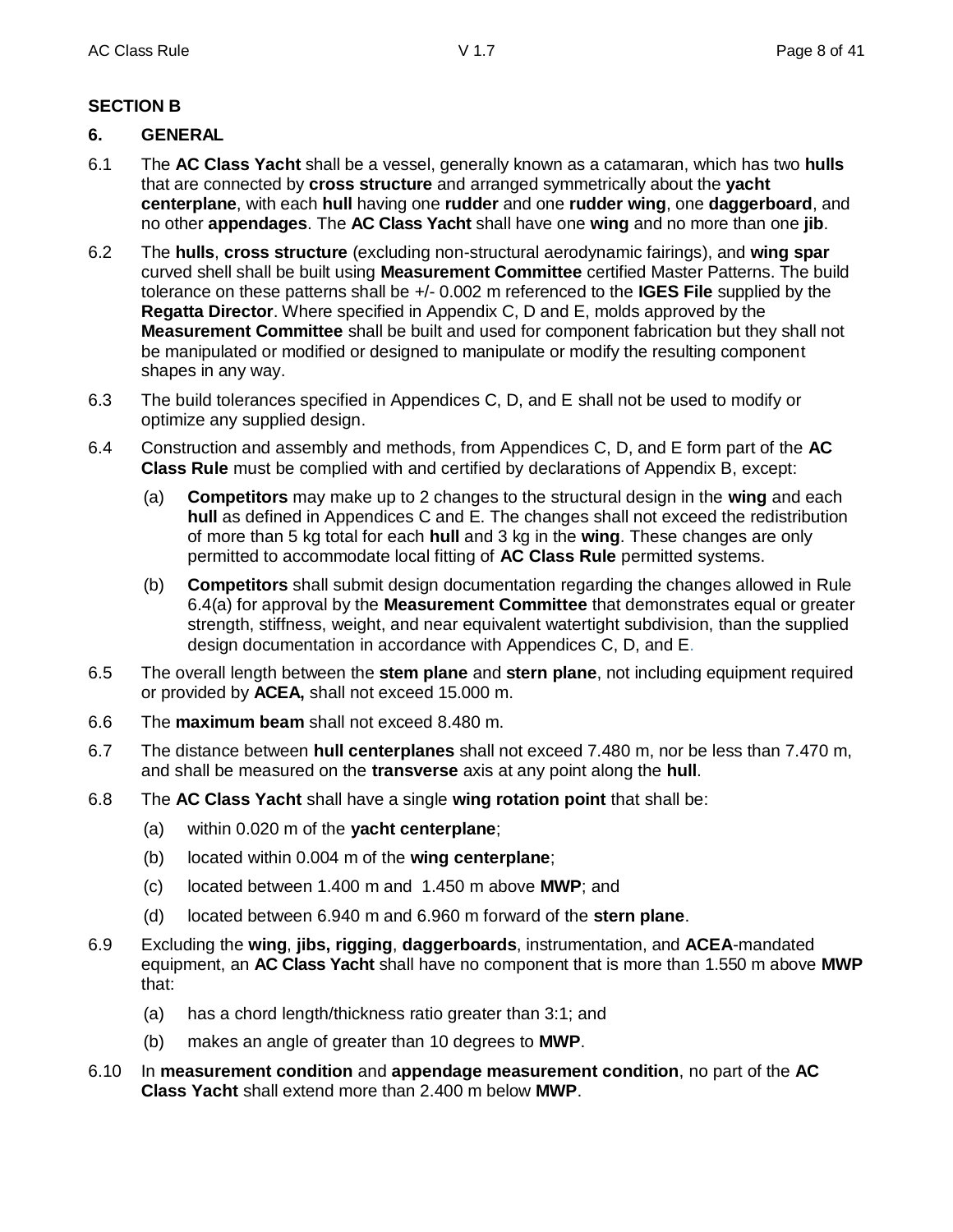## SECTION B

### 6. GENERAL

6.1 The **AC Class Yacht** shall be a vessel, generally known as a catamaran, which has two **hulls** that are connected by **cross structure** and arranged symmetrically about the **yacht centerplane**, with each **hull** having one **rudder** and one **rudder wing**, one **daggerboard**, and no other **appendages**. The **AC Class Yacht** shall have one **wing** and no more than one **jib**.

6.2 The **hulls**, **cross structure** (excluding non-structural aerodynamic fairings), and **wing spar** curved shell shall be built using **Measurement Committee** certified Master Patterns. The build tolerance on these patterns shall be +/- 0.002 m referenced to the **IGES File** supplied by the **Regatta Director**. Where specified in Appendix C, D and E, molds approved by the **Measurement Committee** shall be built and used for component fabrication but they shall not be manipulated or modified or designed to manipulate or modify the resulting component shapes in any way.

6.3 The build tolerances specified in Appendices C, D, and E shall not be used to modify or optimize any supplied design.

6.4 Construction and assembly and methods, from Appendices C, D, and E form part of the **AC Class Rule** must be complied with and certified by declarations of Appendix B, except:

(a) **Competitors** may make up to 2 changes to the structural design in the **wing** and each **hull** as defined in Appendices C and E. The changes shall not exceed the redistribution of more than 5 kg total for each **hull** and 3 kg in the **wing**. These changes are only permitted to accommodate local fitting of **AC Class Rule** permitted systems.

(b) **Competitors** shall submit design documentation regarding the changes allowed in Rule 6.4(a) for approval by the **Measurement Committee** that demonstrates equal or greater strength, stiffness, weight, and near equivalent watertight subdivision, than the supplied design documentation in accordance with Appendices C, D, and E.

6.5 The overall length between the **stem plane** and **stern plane**, not including equipment required or provided by **ACEA,** shall not exceed 15.000 m.

6.6 The **maximum beam** shall not exceed 8.480 m.

6.7 The distance between **hull centerplanes** shall not exceed 7.480 m, nor be less than 7.470 m, and shall be measured on the **transverse** axis at any point along the **hull**.

6.8 The **AC Class Yacht** shall have a single **wing rotation point** that shall be:

(a) within 0.020 m of the **yacht centerplane**;

(b) located within 0.004 m of the **wing centerplane**;

(c) located between 1.400 m and 1.450 m above **MWP**; and

(d) located between 6.940 m and 6.960 m forward of the **stern plane**.

6.9 Excluding the **wing**, **jibs, rigging**, **daggerboards**, instrumentation, and **ACEA**-mandated equipment, an **AC Class Yacht** shall have no component that is more than 1.550 m above **MWP** that:

(a) has a chord length/thickness ratio greater than 3:1; and

(b) makes an angle of greater than 10 degrees to **MWP**.

6.10 In **measurement condition** and **appendage measurement condition**, no part of the **AC Class Yacht** shall extend more than 2.400 m below **MWP**.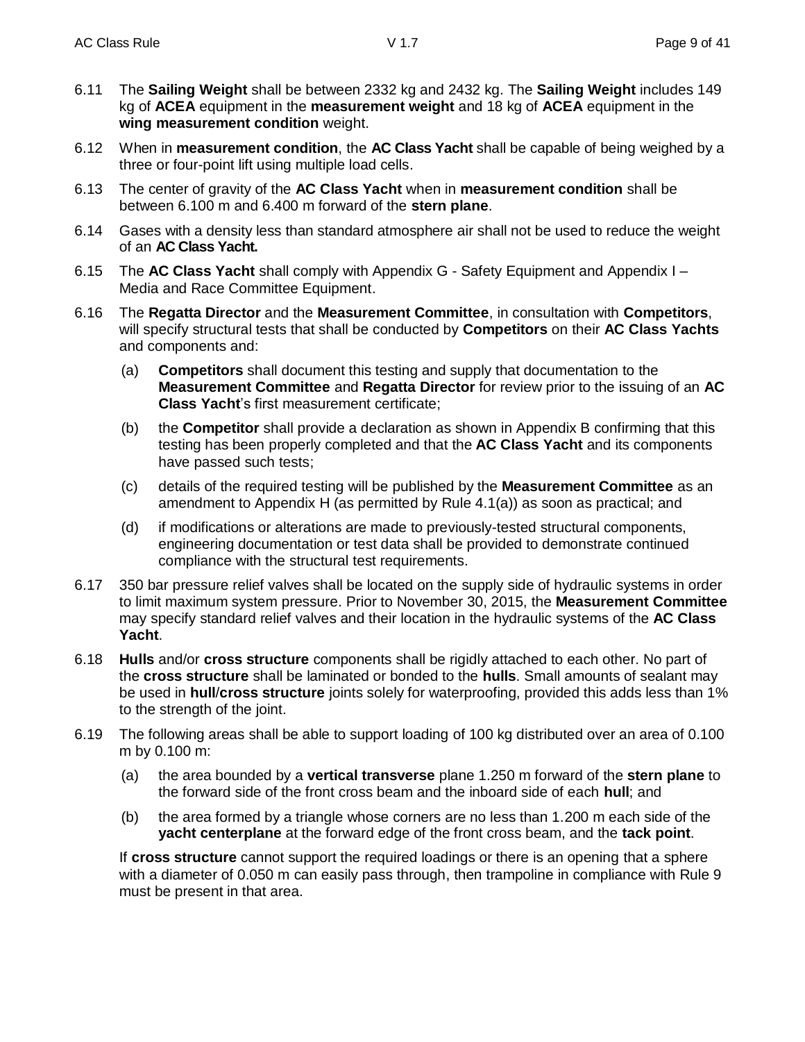6.11 The **Sailing Weight** shall be between 2332 kg and 2432 kg. The **Sailing Weight** includes 149 kg of **ACEA** equipment in the **measurement weight** and 18 kg of **ACEA** equipment in the **wing measurement condition** weight.

6.12 When in **measurement condition**, the **AC Class Yacht** shall be capable of being weighed by a three or four-point lift using multiple load cells.

6.13 The center of gravity of the **AC Class Yacht** when in **measurement condition** shall be between 6.100 m and 6.400 m forward of the **stern plane**.

6.14 Gases with a density less than standard atmosphere air shall not be used to reduce the weight of an **AC Class Yacht.**

6.15 The **AC Class Yacht** shall comply with Appendix G - Safety Equipment and Appendix I – Media and Race Committee Equipment.

6.16 The **Regatta Director** and the **Measurement Committee**, in consultation with **Competitors**, will specify structural tests that shall be conducted by **Competitors** on their **AC Class Yachts** and components and:

- (a) **Competitors** shall document this testing and supply that documentation to the **Measurement Committee** and **Regatta Director** for review prior to the issuing of an **AC Class Yacht**'s first measurement certificate;
- (b) the **Competitor** shall provide a declaration as shown in Appendix B confirming that this testing has been properly completed and that the **AC Class Yacht** and its components have passed such tests;
- (c) details of the required testing will be published by the **Measurement Committee** as an amendment to Appendix H (as permitted by Rule 4.1(a)) as soon as practical; and
- (d) if modifications or alterations are made to previously-tested structural components, engineering documentation or test data shall be provided to demonstrate continued compliance with the structural test requirements.

6.17 350 bar pressure relief valves shall be located on the supply side of hydraulic systems in order to limit maximum system pressure. Prior to November 30, 2015, the **Measurement Committee** may specify standard relief valves and their location in the hydraulic systems of the **AC Class Yacht**.

6.18 **Hulls** and/or **cross structure** components shall be rigidly attached to each other. No part of the **cross structure** shall be laminated or bonded to the **hulls**. Small amounts of sealant may be used in **hull**/**cross structure** joints solely for waterproofing, provided this adds less than 1% to the strength of the joint.

6.19 The following areas shall be able to support loading of 100 kg distributed over an area of 0.100 m by 0.100 m:

- (a) the area bounded by a **vertical transverse** plane 1.250 m forward of the **stern plane** to the forward side of the front cross beam and the inboard side of each **hull**; and
- (b) the area formed by a triangle whose corners are no less than 1.200 m each side of the **yacht centerplane** at the forward edge of the front cross beam, and the **tack point**.

If **cross structure** cannot support the required loadings or there is an opening that a sphere with a diameter of 0.050 m can easily pass through, then trampoline in compliance with Rule 9 must be present in that area.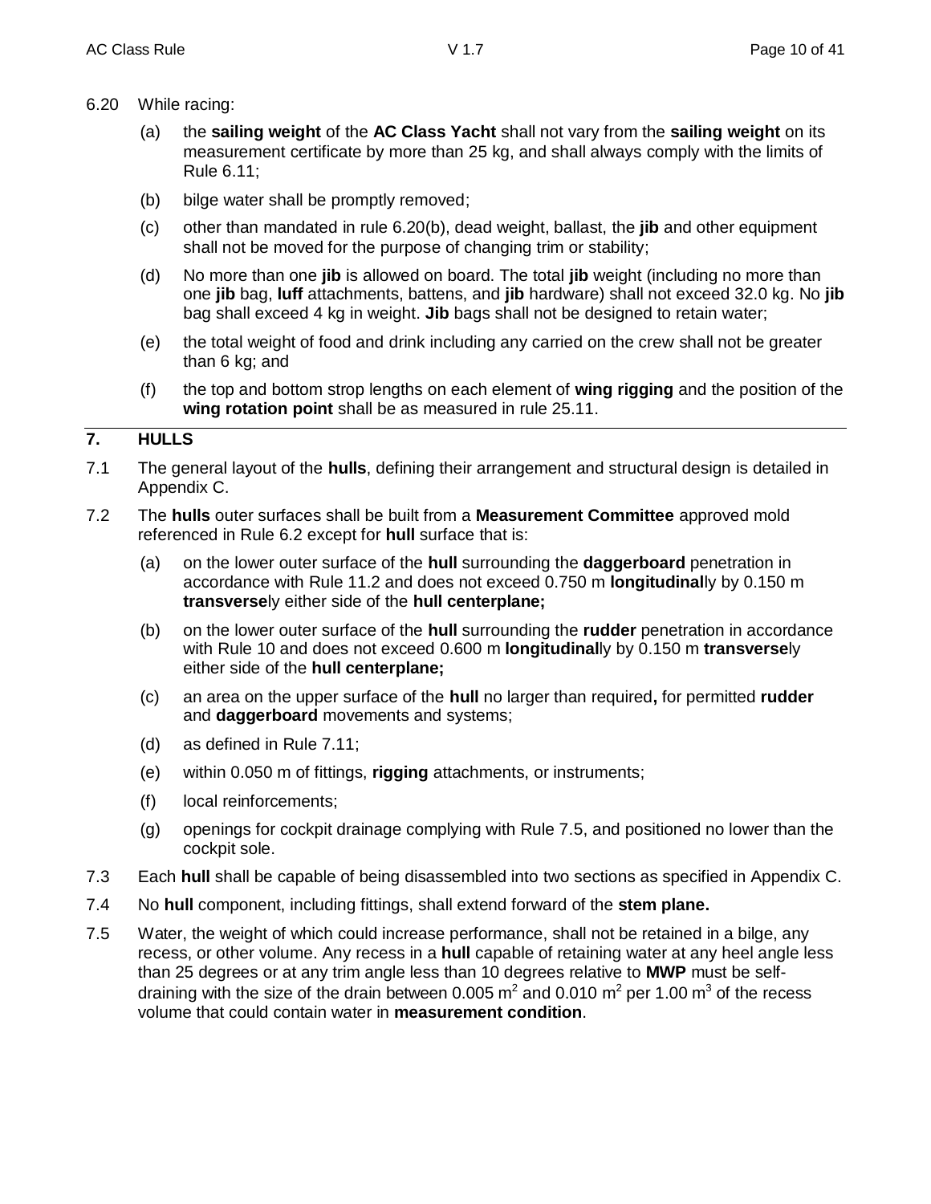6.20 While racing:

(a) the **sailing weight** of the **AC Class Yacht** shall not vary from the **sailing weight** on its measurement certificate by more than 25 kg, and shall always comply with the limits of Rule 6.11;

(b) bilge water shall be promptly removed;

(c) other than mandated in rule 6.20(b), dead weight, ballast, the **jib** and other equipment shall not be moved for the purpose of changing trim or stability;

(d) No more than one **jib** is allowed on board. The total **jib** weight (including no more than one **jib** bag, **luff** attachments, battens, and **jib** hardware) shall not exceed 32.0 kg. No **jib** bag shall exceed 4 kg in weight. **Jib** bags shall not be designed to retain water;

(e) the total weight of food and drink including any carried on the crew shall not be greater than 6 kg; and

(f) the top and bottom strop lengths on each element of **wing rigging** and the position of the **wing rotation point** shall be as measured in rule 25.11.

## 7. HULLS

7.1 The general layout of the **hulls**, defining their arrangement and structural design is detailed in Appendix C.

7.2 The **hulls** outer surfaces shall be built from a **Measurement Committee** approved mold referenced in Rule 6.2 except for **hull** surface that is:

(a) on the lower outer surface of the **hull** surrounding the **daggerboard** penetration in accordance with Rule 11.2 and does not exceed 0.750 m **longitudinal**ly by 0.150 m **transverse**ly either side of the **hull centerplane;**

(b) on the lower outer surface of the **hull** surrounding the **rudder** penetration in accordance with Rule 10 and does not exceed 0.600 m **longitudinal**ly by 0.150 m **transverse**ly either side of the **hull centerplane;**

(c) an area on the upper surface of the **hull** no larger than required**,** for permitted **rudder** and **daggerboard** movements and systems;

(d) as defined in Rule 7.11;

(e) within 0.050 m of fittings, **rigging** attachments, or instruments;

(f) local reinforcements;

(g) openings for cockpit drainage complying with Rule 7.5, and positioned no lower than the cockpit sole.

7.3 Each **hull** shall be capable of being disassembled into two sections as specified in Appendix C.

7.4 No **hull** component, including fittings, shall extend forward of the **stem plane.**

7.5 Water, the weight of which could increase performance, shall not be retained in a bilge, any recess, or other volume. Any recess in a **hull** capable of retaining water at any heel angle less than 25 degrees or at any trim angle less than 10 degrees relative to **MWP** must be self-draining with the size of the drain between 0.005 $m^2$ and 0.010 $m^2$ per 1.00 $m^3$ of the recess volume that could contain water in **measurement condition**.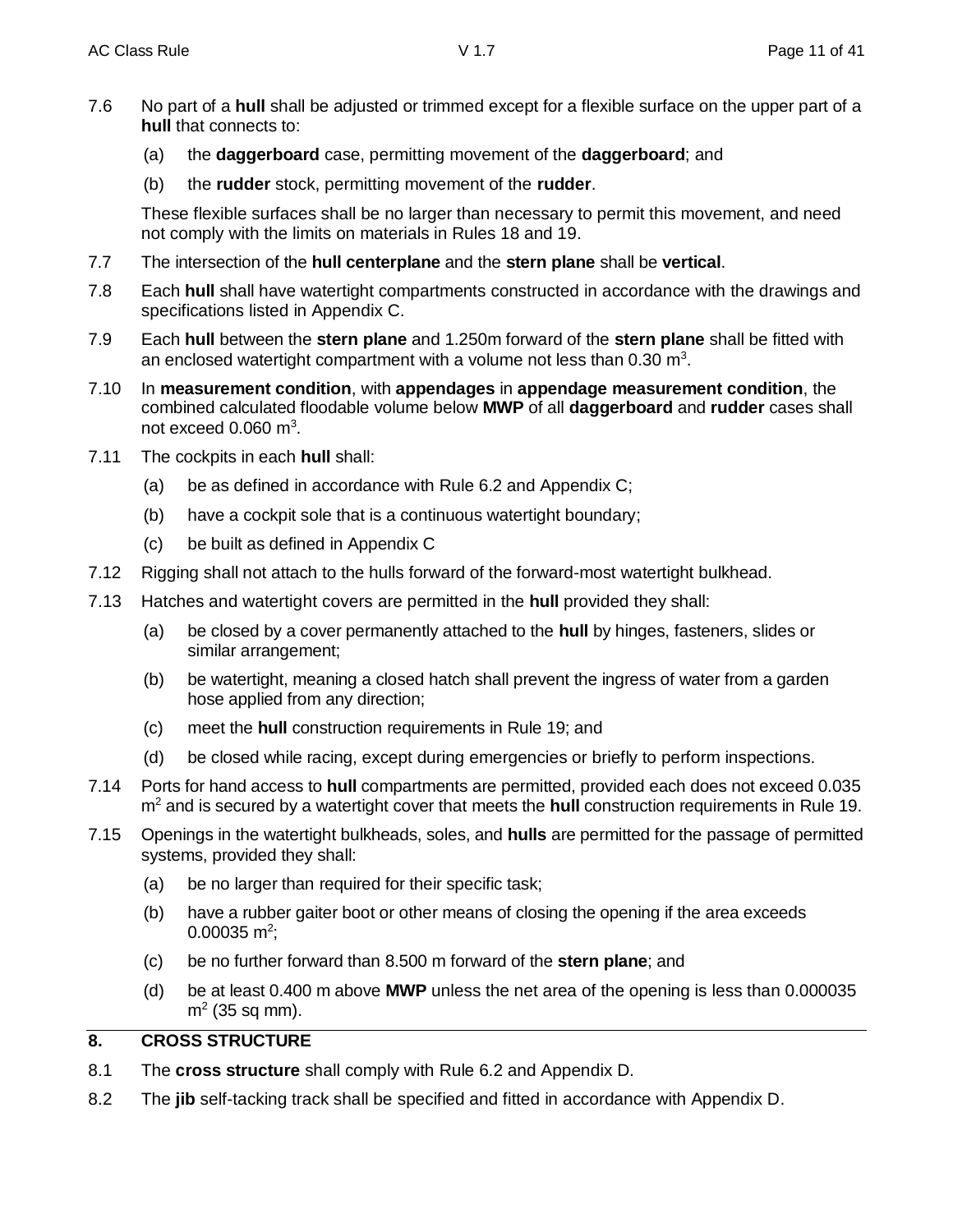7.6 No part of a **hull** shall be adjusted or trimmed except for a flexible surface on the upper part of a **hull** that connects to:

  (a) the **daggerboard** case, permitting movement of the **daggerboard**; and

  (b) the **rudder** stock, permitting movement of the **rudder**.

  These flexible surfaces shall be no larger than necessary to permit this movement, and need not comply with the limits on materials in Rules 18 and 19.

7.7 The intersection of the **hull centerplane** and the **stern plane** shall be **vertical**.

7.8 Each **hull** shall have watertight compartments constructed in accordance with the drawings and specifications listed in Appendix C.

7.9 Each **hull** between the **stern plane** and 1.250m forward of the **stern plane** shall be fitted with an enclosed watertight compartment with a volume not less than 0.30 $m^3$.

7.10 In **measurement condition**, with **appendages** in **appendage measurement condition**, the combined calculated floodable volume below **MWP** of all **daggerboard** and **rudder** cases shall not exceed 0.060 $m^3$.

7.11 The cockpits in each **hull** shall:

  (a) be as defined in accordance with Rule 6.2 and Appendix C;

  (b) have a cockpit sole that is a continuous watertight boundary;

  (c) be built as defined in Appendix C

7.12 Rigging shall not attach to the hulls forward of the forward-most watertight bulkhead.

7.13 Hatches and watertight covers are permitted in the **hull** provided they shall:

  (a) be closed by a cover permanently attached to the **hull** by hinges, fasteners, slides or similar arrangement;

  (b) be watertight, meaning a closed hatch shall prevent the ingress of water from a garden hose applied from any direction;

  (c) meet the **hull** construction requirements in Rule 19; and

  (d) be closed while racing, except during emergencies or briefly to perform inspections.

7.14 Ports for hand access to **hull** compartments are permitted, provided each does not exceed 0.035 $m^2$ and is secured by a watertight cover that meets the **hull** construction requirements in Rule 19.

7.15 Openings in the watertight bulkheads, soles, and **hulls** are permitted for the passage of permitted systems, provided they shall:

  (a) be no larger than required for their specific task;

  (b) have a rubber gaiter boot or other means of closing the opening if the area exceeds 0.00035 $m^2$;

  (c) be no further forward than 8.500 m forward of the **stern plane**; and

  (d) be at least 0.400 m above **MWP** unless the net area of the opening is less than 0.000035 $m^2$ (35 sq mm).

## 8. CROSS STRUCTURE

8.1 The **cross structure** shall comply with Rule 6.2 and Appendix D.

8.2 The **jib** self-tacking track shall be specified and fitted in accordance with Appendix D.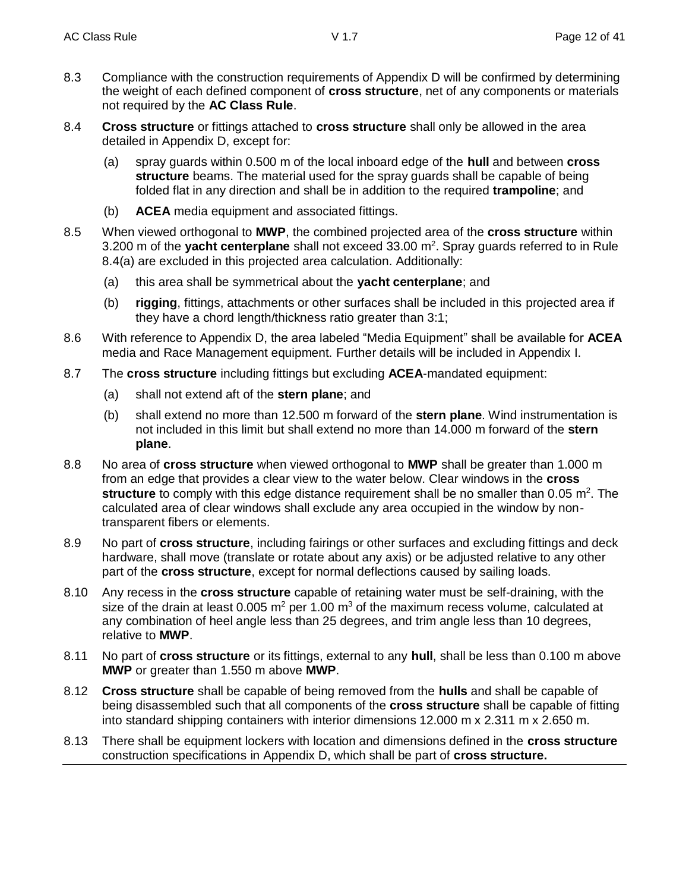8.3 Compliance with the construction requirements of Appendix D will be confirmed by determining the weight of each defined component of **cross structure**, net of any components or materials not required by the **AC Class Rule**.

8.4 **Cross structure** or fittings attached to **cross structure** shall only be allowed in the area detailed in Appendix D, except for:

   (a) spray guards within 0.500 m of the local inboard edge of the **hull** and between **cross structure** beams. The material used for the spray guards shall be capable of being folded flat in any direction and shall be in addition to the required **trampoline**; and

   (b) **ACEA** media equipment and associated fittings.

8.5 When viewed orthogonal to **MWP**, the combined projected area of the **cross structure** within 3.200 m of the **yacht centerplane** shall not exceed 33.00 $m^2$. Spray guards referred to in Rule 8.4(a) are excluded in this projected area calculation. Additionally:

   (a) this area shall be symmetrical about the **yacht centerplane**; and

   (b) **rigging**, fittings, attachments or other surfaces shall be included in this projected area if they have a chord length/thickness ratio greater than 3:1;

8.6 With reference to Appendix D, the area labeled "Media Equipment" shall be available for **ACEA** media and Race Management equipment. Further details will be included in Appendix I.

8.7 The **cross structure** including fittings but excluding **ACEA**-mandated equipment:

   (a) shall not extend aft of the **stern plane**; and

   (b) shall extend no more than 12.500 m forward of the **stern plane**. Wind instrumentation is not included in this limit but shall extend no more than 14.000 m forward of the **stern plane**.

8.8 No area of **cross structure** when viewed orthogonal to **MWP** shall be greater than 1.000 m from an edge that provides a clear view to the water below. Clear windows in the **cross structure** to comply with this edge distance requirement shall be no smaller than 0.05 $m^2$. The calculated area of clear windows shall exclude any area occupied in the window by non-transparent fibers or elements.

8.9 No part of **cross structure**, including fairings or other surfaces and excluding fittings and deck hardware, shall move (translate or rotate about any axis) or be adjusted relative to any other part of the **cross structure**, except for normal deflections caused by sailing loads.

8.10 Any recess in the **cross structure** capable of retaining water must be self-draining, with the size of the drain at least 0.005 $m^2$ per 1.00 $m^3$ of the maximum recess volume, calculated at any combination of heel angle less than 25 degrees, and trim angle less than 10 degrees, relative to **MWP**.

8.11 No part of **cross structure** or its fittings, external to any **hull**, shall be less than 0.100 m above **MWP** or greater than 1.550 m above **MWP**.

8.12 **Cross structure** shall be capable of being removed from the **hulls** and shall be capable of being disassembled such that all components of the **cross structure** shall be capable of fitting into standard shipping containers with interior dimensions 12.000 m x 2.311 m x 2.650 m.

8.13 There shall be equipment lockers with location and dimensions defined in the **cross structure** construction specifications in Appendix D, which shall be part of **cross structure.**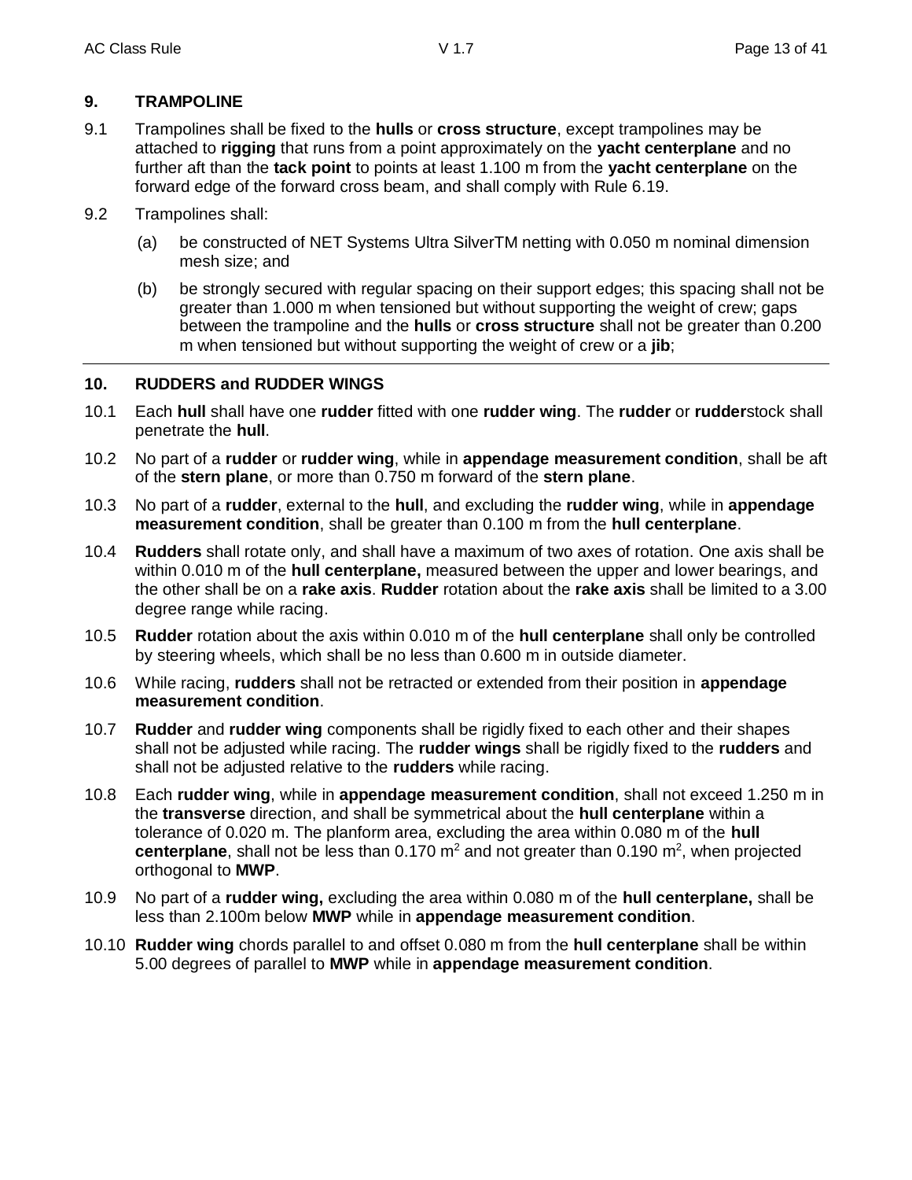## 9. TRAMPOLINE

9.1 Trampolines shall be fixed to the **hulls** or **cross structure**, except trampolines may be attached to **rigging** that runs from a point approximately on the **yacht centerplane** and no further aft than the **tack point** to points at least 1.100 m from the **yacht centerplane** on the forward edge of the forward cross beam, and shall comply with Rule 6.19.

9.2 Trampolines shall:

(a) be constructed of NET Systems Ultra SilverTM netting with 0.050 m nominal dimension mesh size; and

(b) be strongly secured with regular spacing on their support edges; this spacing shall not be greater than 1.000 m when tensioned but without supporting the weight of crew; gaps between the trampoline and the **hulls** or **cross structure** shall not be greater than 0.200 m when tensioned but without supporting the weight of crew or a **jib**;

---

## 10. RUDDERS and RUDDER WINGS

10.1 Each **hull** shall have one **rudder** fitted with one **rudder wing**. The **rudder** or **rudder**stock shall penetrate the **hull**.

10.2 No part of a **rudder** or **rudder wing**, while in **appendage measurement condition**, shall be aft of the **stern plane**, or more than 0.750 m forward of the **stern plane**.

10.3 No part of a **rudder**, external to the **hull**, and excluding the **rudder wing**, while in **appendage measurement condition**, shall be greater than 0.100 m from the **hull centerplane**.

10.4 **Rudders** shall rotate only, and shall have a maximum of two axes of rotation. One axis shall be within 0.010 m of the **hull centerplane,** measured between the upper and lower bearings, and the other shall be on a **rake axis**. **Rudder** rotation about the **rake axis** shall be limited to a 3.00 degree range while racing.

10.5 **Rudder** rotation about the axis within 0.010 m of the **hull centerplane** shall only be controlled by steering wheels, which shall be no less than 0.600 m in outside diameter.

10.6 While racing, **rudders** shall not be retracted or extended from their position in **appendage measurement condition**.

10.7 **Rudder** and **rudder wing** components shall be rigidly fixed to each other and their shapes shall not be adjusted while racing. The **rudder wings** shall be rigidly fixed to the **rudders** and shall not be adjusted relative to the **rudders** while racing.

10.8 Each **rudder wing**, while in **appendage measurement condition**, shall not exceed 1.250 m in the **transverse** direction, and shall be symmetrical about the **hull centerplane** within a tolerance of 0.020 m. The planform area, excluding the area within 0.080 m of the **hull centerplane**, shall not be less than 0.170 $m^2$ and not greater than 0.190 $m^2$, when projected orthogonal to **MWP**.

10.9 No part of a **rudder wing,** excluding the area within 0.080 m of the **hull centerplane,** shall be less than 2.100m below **MWP** while in **appendage measurement condition**.

10.10 **Rudder wing** chords parallel to and offset 0.080 m from the **hull centerplane** shall be within 5.00 degrees of parallel to **MWP** while in **appendage measurement condition**.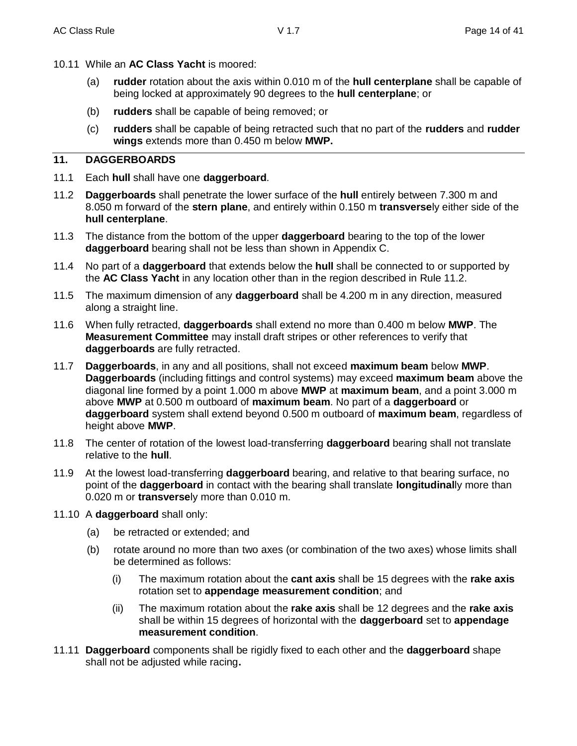10.11 While an **AC Class Yacht** is moored:

- (a) **rudder** rotation about the axis within 0.010 m of the **hull centerplane** shall be capable of being locked at approximately 90 degrees to the **hull centerplane**; or
- (b) **rudders** shall be capable of being removed; or
- (c) **rudders** shall be capable of being retracted such that no part of the **rudders** and **rudder wings** extends more than 0.450 m below **MWP.**

## 11. DAGGERBOARDS

11.1 Each **hull** shall have one **daggerboard**.

11.2 **Daggerboards** shall penetrate the lower surface of the **hull** entirely between 7.300 m and 8.050 m forward of the **stern plane**, and entirely within 0.150 m **transverse**ly either side of the **hull centerplane**.

11.3 The distance from the bottom of the upper **daggerboard** bearing to the top of the lower **daggerboard** bearing shall not be less than shown in Appendix C.

11.4 No part of a **daggerboard** that extends below the **hull** shall be connected to or supported by the **AC Class Yacht** in any location other than in the region described in Rule 11.2.

11.5 The maximum dimension of any **daggerboard** shall be 4.200 m in any direction, measured along a straight line.

11.6 When fully retracted, **daggerboards** shall extend no more than 0.400 m below **MWP**. The **Measurement Committee** may install draft stripes or other references to verify that **daggerboards** are fully retracted.

11.7 **Daggerboards**, in any and all positions, shall not exceed **maximum beam** below **MWP**. **Daggerboards** (including fittings and control systems) may exceed **maximum beam** above the diagonal line formed by a point 1.000 m above **MWP** at **maximum beam**, and a point 3.000 m above **MWP** at 0.500 m outboard of **maximum beam**. No part of a **daggerboard** or **daggerboard** system shall extend beyond 0.500 m outboard of **maximum beam**, regardless of height above **MWP**.

11.8 The center of rotation of the lowest load-transferring **daggerboard** bearing shall not translate relative to the **hull**.

11.9 At the lowest load-transferring **daggerboard** bearing, and relative to that bearing surface, no point of the **daggerboard** in contact with the bearing shall translate **longitudinal**ly more than 0.020 m or **transverse**ly more than 0.010 m.

11.10 A **daggerboard** shall only:

- (a) be retracted or extended; and
- (b) rotate around no more than two axes (or combination of the two axes) whose limits shall be determined as follows:
  - (i) The maximum rotation about the **cant axis** shall be 15 degrees with the **rake axis** rotation set to **appendage measurement condition**; and
  - (ii) The maximum rotation about the **rake axis** shall be 12 degrees and the **rake axis** shall be within 15 degrees of horizontal with the **daggerboard** set to **appendage measurement condition**.

11.11 **Daggerboard** components shall be rigidly fixed to each other and the **daggerboard** shape shall not be adjusted while racing**.**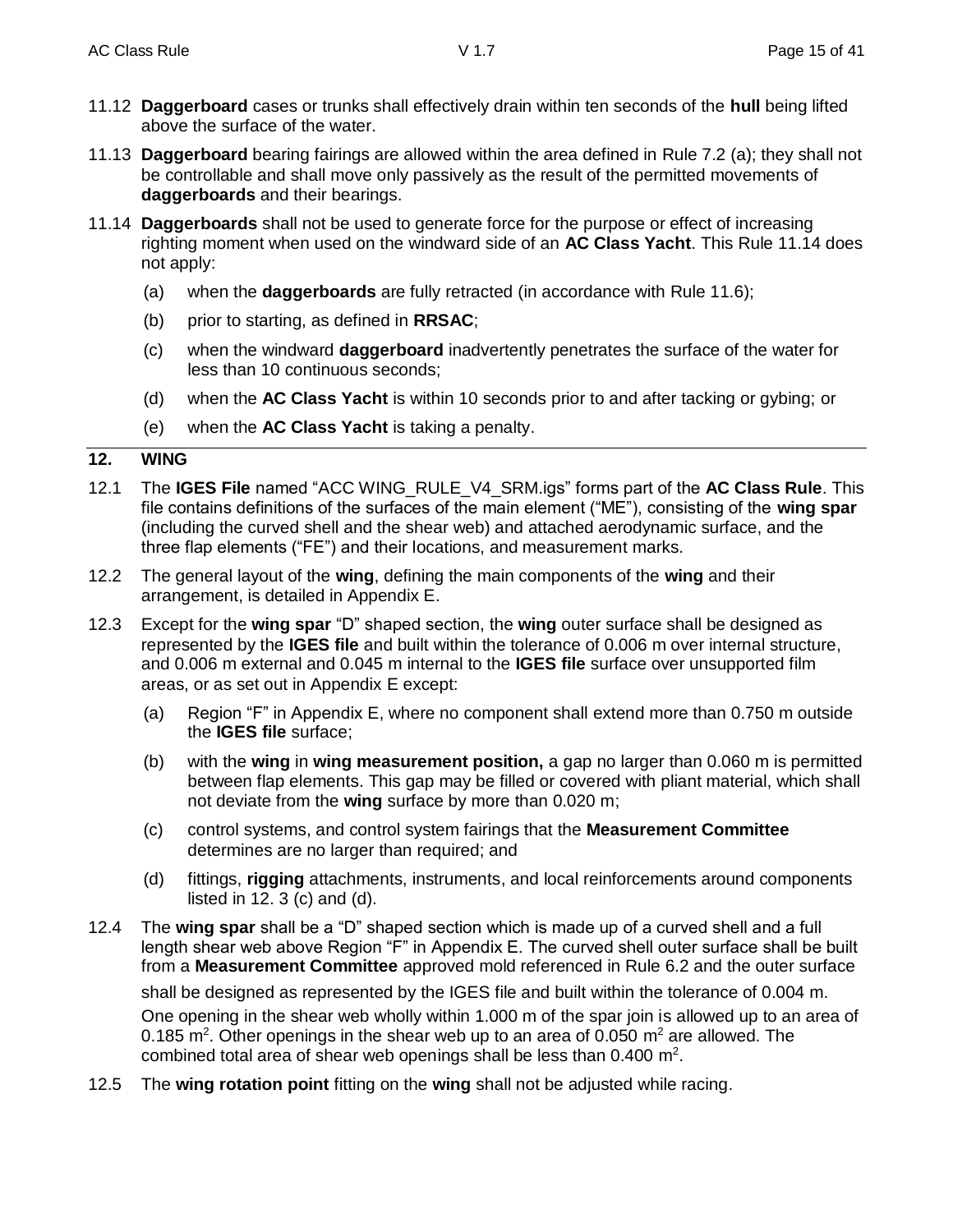11.12 **Daggerboard** cases or trunks shall effectively drain within ten seconds of the **hull** being lifted above the surface of the water.

11.13 **Daggerboard** bearing fairings are allowed within the area defined in Rule 7.2 (a); they shall not be controllable and shall move only passively as the result of the permitted movements of **daggerboards** and their bearings.

11.14 **Daggerboards** shall not be used to generate force for the purpose or effect of increasing righting moment when used on the windward side of an **AC Class Yacht**. This Rule 11.14 does not apply:

- (a) when the **daggerboards** are fully retracted (in accordance with Rule 11.6);
- (b) prior to starting, as defined in **RRSAC**;
- (c) when the windward **daggerboard** inadvertently penetrates the surface of the water for less than 10 continuous seconds;
- (d) when the **AC Class Yacht** is within 10 seconds prior to and after tacking or gybing; or
- (e) when the **AC Class Yacht** is taking a penalty.

## 12. WING

12.1 The **IGES File** named "ACC WING_RULE_V4_SRM.igs" forms part of the **AC Class Rule**. This file contains definitions of the surfaces of the main element ("ME"), consisting of the **wing spar** (including the curved shell and the shear web) and attached aerodynamic surface, and the three flap elements ("FE") and their locations, and measurement marks.

12.2 The general layout of the **wing**, defining the main components of the **wing** and their arrangement, is detailed in Appendix E.

12.3 Except for the **wing spar** "D" shaped section, the **wing** outer surface shall be designed as represented by the **IGES file** and built within the tolerance of 0.006 m over internal structure, and 0.006 m external and 0.045 m internal to the **IGES file** surface over unsupported film areas, or as set out in Appendix E except:

- (a) Region "F" in Appendix E, where no component shall extend more than 0.750 m outside the **IGES file** surface;
- (b) with the **wing** in **wing measurement position,** a gap no larger than 0.060 m is permitted between flap elements. This gap may be filled or covered with pliant material, which shall not deviate from the **wing** surface by more than 0.020 m;
- (c) control systems, and control system fairings that the **Measurement Committee** determines are no larger than required; and
- (d) fittings, **rigging** attachments, instruments, and local reinforcements around components listed in 12. 3 (c) and (d).

12.4 The **wing spar** shall be a "D" shaped section which is made up of a curved shell and a full length shear web above Region "F" in Appendix E. The curved shell outer surface shall be built from a **Measurement Committee** approved mold referenced in Rule 6.2 and the outer surface shall be designed as represented by the IGES file and built within the tolerance of 0.004 m. One opening in the shear web wholly within 1.000 m of the spar join is allowed up to an area of 0.185 $m^2$. Other openings in the shear web up to an area of 0.050 $m^2$ are allowed. The combined total area of shear web openings shall be less than 0.400 $m^2$.

12.5 The **wing rotation point** fitting on the **wing** shall not be adjusted while racing.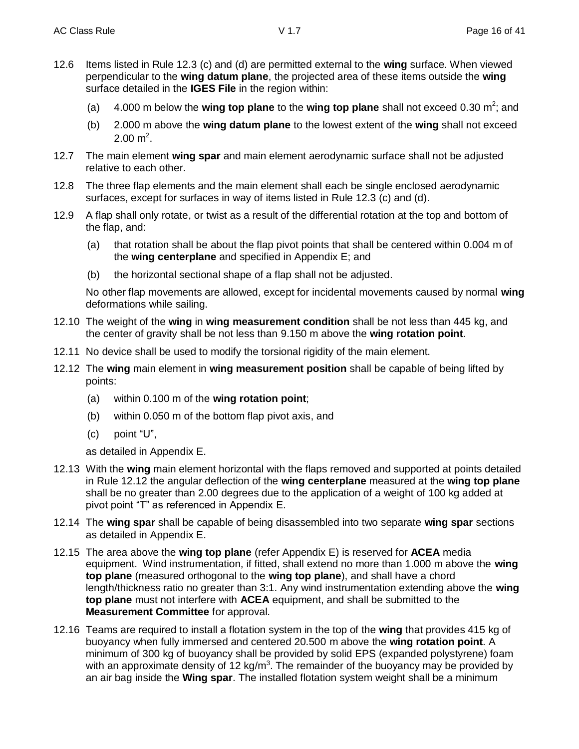12.6 Items listed in Rule 12.3 (c) and (d) are permitted external to the **wing** surface. When viewed perpendicular to the **wing datum plane**, the projected area of these items outside the **wing** surface detailed in the **IGES File** in the region within:

(a) 4.000 m below the **wing top plane** to the **wing top plane** shall not exceed 0.30 $m^2$; and

(b) 2.000 m above the **wing datum plane** to the lowest extent of the **wing** shall not exceed 2.00 $m^2$.

12.7 The main element **wing spar** and main element aerodynamic surface shall not be adjusted relative to each other.

12.8 The three flap elements and the main element shall each be single enclosed aerodynamic surfaces, except for surfaces in way of items listed in Rule 12.3 (c) and (d).

12.9 A flap shall only rotate, or twist as a result of the differential rotation at the top and bottom of the flap, and:

(a) that rotation shall be about the flap pivot points that shall be centered within 0.004 m of the **wing centerplane** and specified in Appendix E; and

(b) the horizontal sectional shape of a flap shall not be adjusted.

No other flap movements are allowed, except for incidental movements caused by normal **wing** deformations while sailing.

12.10 The weight of the **wing** in **wing measurement condition** shall be not less than 445 kg, and the center of gravity shall be not less than 9.150 m above the **wing rotation point**.

12.11 No device shall be used to modify the torsional rigidity of the main element.

12.12 The **wing** main element in **wing measurement position** shall be capable of being lifted by points:

(a) within 0.100 m of the **wing rotation point**;

(b) within 0.050 m of the bottom flap pivot axis, and

(c) point “U”,

as detailed in Appendix E.

12.13 With the **wing** main element horizontal with the flaps removed and supported at points detailed in Rule 12.12 the angular deflection of the **wing centerplane** measured at the **wing top plane** shall be no greater than 2.00 degrees due to the application of a weight of 100 kg added at pivot point “T” as referenced in Appendix E.

12.14 The **wing spar** shall be capable of being disassembled into two separate **wing spar** sections as detailed in Appendix E.

12.15 The area above the **wing top plane** (refer Appendix E) is reserved for **ACEA** media equipment. Wind instrumentation, if fitted, shall extend no more than 1.000 m above the **wing top plane** (measured orthogonal to the **wing top plane**), and shall have a chord length/thickness ratio no greater than 3:1. Any wind instrumentation extending above the **wing top plane** must not interfere with **ACEA** equipment, and shall be submitted to the **Measurement Committee** for approval.

12.16 Teams are required to install a flotation system in the top of the **wing** that provides 415 kg of buoyancy when fully immersed and centered 20.500 m above the **wing rotation point**. A minimum of 300 kg of buoyancy shall be provided by solid EPS (expanded polystyrene) foam with an approximate density of 12 kg/$m^3$. The remainder of the buoyancy may be provided by an air bag inside the **Wing spar**. The installed flotation system weight shall be a minimum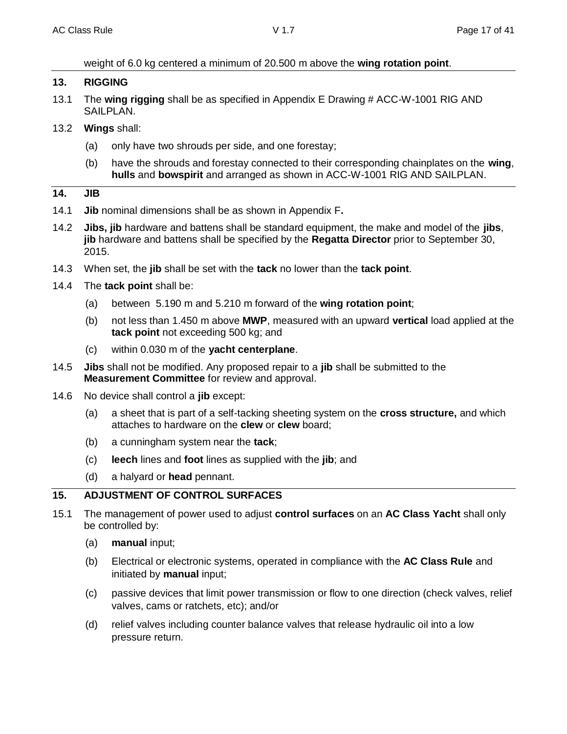weight of 6.0 kg centered a minimum of 20.500 m above the **wing rotation point**.

## 13. RIGGING

13.1 The **wing rigging** shall be as specified in Appendix E Drawing # ACC-W-1001 RIG AND SAILPLAN.

13.2 **Wings** shall:

- (a) only have two shrouds per side, and one forestay;
- (b) have the shrouds and forestay connected to their corresponding chainplates on the **wing**, **hulls** and **bowspirit** and arranged as shown in ACC-W-1001 RIG AND SAILPLAN.

## 14. JIB

14.1 **Jib** nominal dimensions shall be as shown in Appendix F**.**

14.2 **Jibs, jib** hardware and battens shall be standard equipment, the make and model of the **jibs**, **jib** hardware and battens shall be specified by the **Regatta Director** prior to September 30, 2015.

14.3 When set, the **jib** shall be set with the **tack** no lower than the **tack point**.

14.4 The **tack point** shall be:

- (a) between 5.190 m and 5.210 m forward of the **wing rotation point**;
- (b) not less than 1.450 m above **MWP**, measured with an upward **vertical** load applied at the **tack point** not exceeding 500 kg; and
- (c) within 0.030 m of the **yacht centerplane**.

14.5 **Jibs** shall not be modified. Any proposed repair to a **jib** shall be submitted to the **Measurement Committee** for review and approval.

14.6 No device shall control a **jib** except:

- (a) a sheet that is part of a self-tacking sheeting system on the **cross structure,** and which attaches to hardware on the **clew** or **clew** board;
- (b) a cunningham system near the **tack**;
- (c) **leech** lines and **foot** lines as supplied with the **jib**; and
- (d) a halyard or **head** pennant.

## 15. ADJUSTMENT OF CONTROL SURFACES

15.1 The management of power used to adjust **control surfaces** on an **AC Class Yacht** shall only be controlled by:

- (a) **manual** input;
- (b) Electrical or electronic systems, operated in compliance with the **AC Class Rule** and initiated by **manual** input;
- (c) passive devices that limit power transmission or flow to one direction (check valves, relief valves, cams or ratchets, etc); and/or
- (d) relief valves including counter balance valves that release hydraulic oil into a low pressure return.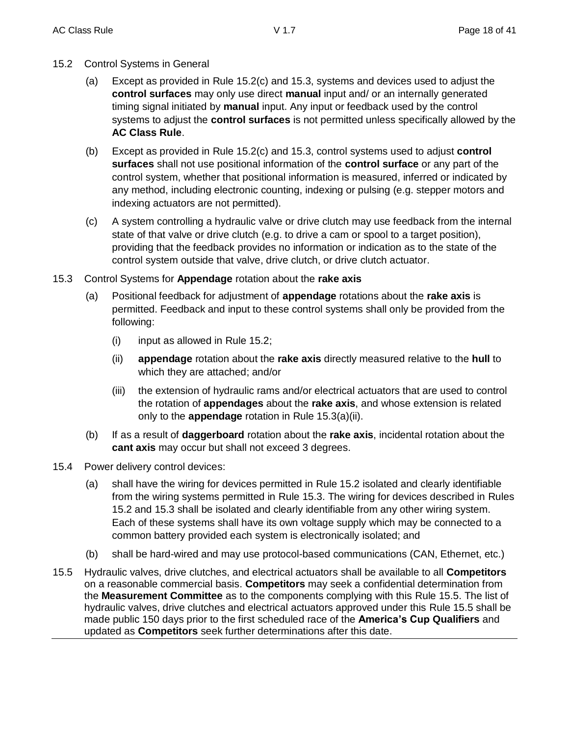15.2 Control Systems in General

(a) Except as provided in Rule 15.2(c) and 15.3, systems and devices used to adjust the **control surfaces** may only use direct **manual** input and/ or an internally generated timing signal initiated by **manual** input. Any input or feedback used by the control systems to adjust the **control surfaces** is not permitted unless specifically allowed by the **AC Class Rule**.

(b) Except as provided in Rule 15.2(c) and 15.3, control systems used to adjust **control surfaces** shall not use positional information of the **control surface** or any part of the control system, whether that positional information is measured, inferred or indicated by any method, including electronic counting, indexing or pulsing (e.g. stepper motors and indexing actuators are not permitted).

(c) A system controlling a hydraulic valve or drive clutch may use feedback from the internal state of that valve or drive clutch (e.g. to drive a cam or spool to a target position), providing that the feedback provides no information or indication as to the state of the control system outside that valve, drive clutch, or drive clutch actuator.

15.3 Control Systems for **Appendage** rotation about the **rake axis**

(a) Positional feedback for adjustment of **appendage** rotations about the **rake axis** is permitted. Feedback and input to these control systems shall only be provided from the following:

(i) input as allowed in Rule 15.2;

(ii) **appendage** rotation about the **rake axis** directly measured relative to the **hull** to which they are attached; and/or

(iii) the extension of hydraulic rams and/or electrical actuators that are used to control the rotation of **appendages** about the **rake axis**, and whose extension is related only to the **appendage** rotation in Rule 15.3(a)(ii).

(b) If as a result of **daggerboard** rotation about the **rake axis**, incidental rotation about the **cant axis** may occur but shall not exceed 3 degrees.

15.4 Power delivery control devices:

(a) shall have the wiring for devices permitted in Rule 15.2 isolated and clearly identifiable from the wiring systems permitted in Rule 15.3. The wiring for devices described in Rules 15.2 and 15.3 shall be isolated and clearly identifiable from any other wiring system. Each of these systems shall have its own voltage supply which may be connected to a common battery provided each system is electronically isolated; and

(b) shall be hard-wired and may use protocol-based communications (CAN, Ethernet, etc.)

15.5 Hydraulic valves, drive clutches, and electrical actuators shall be available to all **Competitors** on a reasonable commercial basis. **Competitors** may seek a confidential determination from the **Measurement Committee** as to the components complying with this Rule 15.5. The list of hydraulic valves, drive clutches and electrical actuators approved under this Rule 15.5 shall be made public 150 days prior to the first scheduled race of the **America's Cup Qualifiers** and updated as **Competitors** seek further determinations after this date.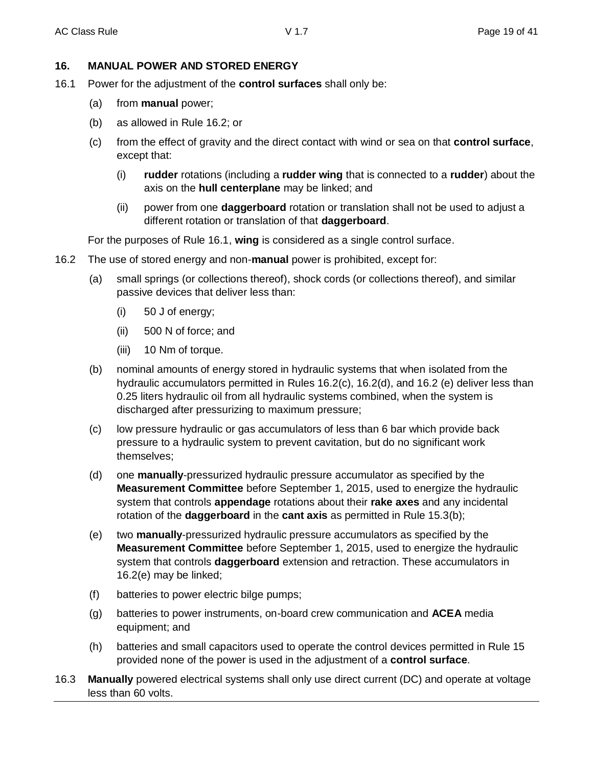## 16. MANUAL POWER AND STORED ENERGY

16.1 Power for the adjustment of the **control surfaces** shall only be:

- (a) from **manual** power;
- (b) as allowed in Rule 16.2; or
- (c) from the effect of gravity and the direct contact with wind or sea on that **control surface**, except that:
  - (i) **rudder** rotations (including a **rudder wing** that is connected to a **rudder**) about the axis on the **hull centerplane** may be linked; and
  - (ii) power from one **daggerboard** rotation or translation shall not be used to adjust a different rotation or translation of that **daggerboard**.

For the purposes of Rule 16.1, **wing** is considered as a single control surface.

16.2 The use of stored energy and non-**manual** power is prohibited, except for:

- (a) small springs (or collections thereof), shock cords (or collections thereof), and similar passive devices that deliver less than:
  - (i) 50 J of energy;
  - (ii) 500 N of force; and
  - (iii) 10 Nm of torque.
- (b) nominal amounts of energy stored in hydraulic systems that when isolated from the hydraulic accumulators permitted in Rules 16.2(c), 16.2(d), and 16.2 (e) deliver less than 0.25 liters hydraulic oil from all hydraulic systems combined, when the system is discharged after pressurizing to maximum pressure;
- (c) low pressure hydraulic or gas accumulators of less than 6 bar which provide back pressure to a hydraulic system to prevent cavitation, but do no significant work themselves;
- (d) one **manually**-pressurized hydraulic pressure accumulator as specified by the **Measurement Committee** before September 1, 2015, used to energize the hydraulic system that controls **appendage** rotations about their **rake axes** and any incidental rotation of the **daggerboard** in the **cant axis** as permitted in Rule 15.3(b);
- (e) two **manually**-pressurized hydraulic pressure accumulators as specified by the **Measurement Committee** before September 1, 2015, used to energize the hydraulic system that controls **daggerboard** extension and retraction. These accumulators in 16.2(e) may be linked;
- (f) batteries to power electric bilge pumps;
- (g) batteries to power instruments, on-board crew communication and **ACEA** media equipment; and
- (h) batteries and small capacitors used to operate the control devices permitted in Rule 15 provided none of the power is used in the adjustment of a **control surface**.

16.3 **Manually** powered electrical systems shall only use direct current (DC) and operate at voltage less than 60 volts.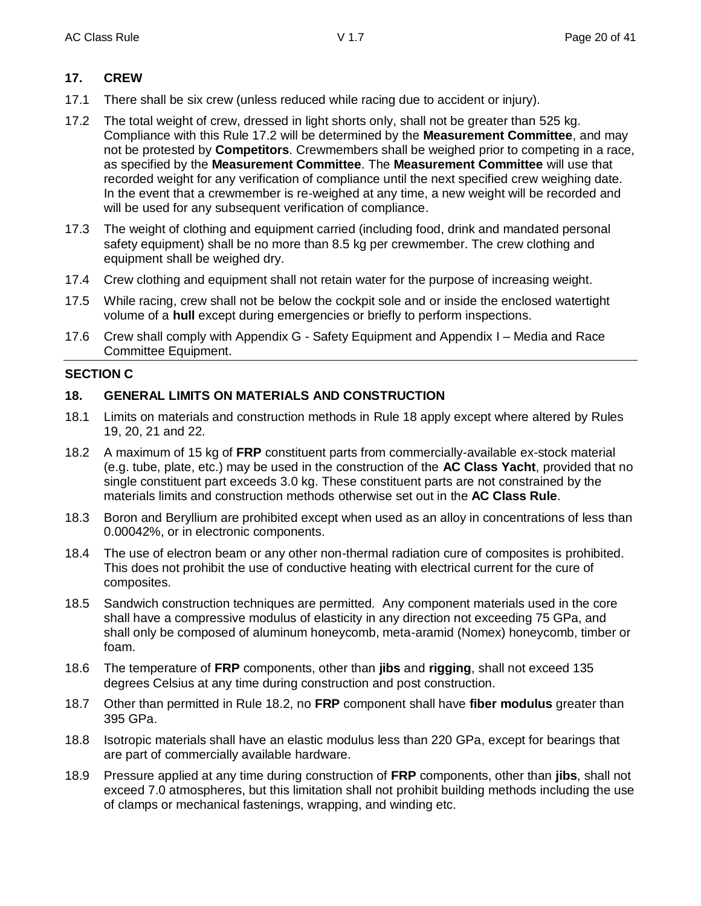## 17. CREW

17.1 There shall be six crew (unless reduced while racing due to accident or injury).

17.2 The total weight of crew, dressed in light shorts only, shall not be greater than 525 kg. Compliance with this Rule 17.2 will be determined by the **Measurement Committee**, and may not be protested by **Competitors**. Crewmembers shall be weighed prior to competing in a race, as specified by the **Measurement Committee**. The **Measurement Committee** will use that recorded weight for any verification of compliance until the next specified crew weighing date. In the event that a crewmember is re-weighed at any time, a new weight will be recorded and will be used for any subsequent verification of compliance.

17.3 The weight of clothing and equipment carried (including food, drink and mandated personal safety equipment) shall be no more than 8.5 kg per crewmember. The crew clothing and equipment shall be weighed dry.

17.4 Crew clothing and equipment shall not retain water for the purpose of increasing weight.

17.5 While racing, crew shall not be below the cockpit sole and or inside the enclosed watertight volume of a **hull** except during emergencies or briefly to perform inspections.

17.6 Crew shall comply with Appendix G - Safety Equipment and Appendix I – Media and Race Committee Equipment.

# SECTION C

## 18. GENERAL LIMITS ON MATERIALS AND CONSTRUCTION

18.1 Limits on materials and construction methods in Rule 18 apply except where altered by Rules 19, 20, 21 and 22.

18.2 A maximum of 15 kg of **FRP** constituent parts from commercially-available ex-stock material (e.g. tube, plate, etc.) may be used in the construction of the **AC Class Yacht**, provided that no single constituent part exceeds 3.0 kg. These constituent parts are not constrained by the materials limits and construction methods otherwise set out in the **AC Class Rule**.

18.3 Boron and Beryllium are prohibited except when used as an alloy in concentrations of less than 0.00042%, or in electronic components.

18.4 The use of electron beam or any other non-thermal radiation cure of composites is prohibited. This does not prohibit the use of conductive heating with electrical current for the cure of composites.

18.5 Sandwich construction techniques are permitted. Any component materials used in the core shall have a compressive modulus of elasticity in any direction not exceeding 75 GPa, and shall only be composed of aluminum honeycomb, meta-aramid (Nomex) honeycomb, timber or foam.

18.6 The temperature of **FRP** components, other than **jibs** and **rigging**, shall not exceed 135 degrees Celsius at any time during construction and post construction.

18.7 Other than permitted in Rule 18.2, no **FRP** component shall have **fiber modulus** greater than 395 GPa.

18.8 Isotropic materials shall have an elastic modulus less than 220 GPa, except for bearings that are part of commercially available hardware.

18.9 Pressure applied at any time during construction of **FRP** components, other than **jibs**, shall not exceed 7.0 atmospheres, but this limitation shall not prohibit building methods including the use of clamps or mechanical fastenings, wrapping, and winding etc.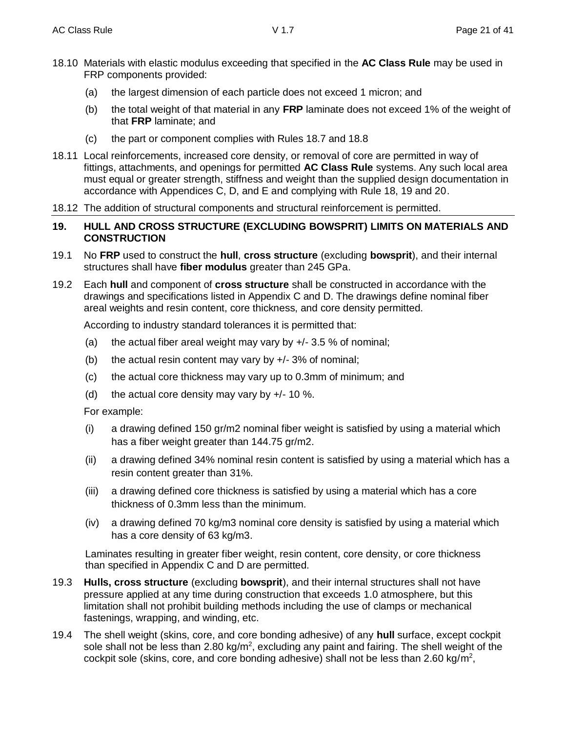18.10 Materials with elastic modulus exceeding that specified in the **AC Class Rule** may be used in FRP components provided:

(a) the largest dimension of each particle does not exceed 1 micron; and

(b) the total weight of that material in any **FRP** laminate does not exceed 1% of the weight of that **FRP** laminate; and

(c) the part or component complies with Rules 18.7 and 18.8

18.11 Local reinforcements, increased core density, or removal of core are permitted in way of fittings, attachments, and openings for permitted **AC Class Rule** systems. Any such local area must equal or greater strength, stiffness and weight than the supplied design documentation in accordance with Appendices C, D, and E and complying with Rule 18, 19 and 20.

18.12 The addition of structural components and structural reinforcement is permitted.

## 19. HULL AND CROSS STRUCTURE (EXCLUDING BOWSPRIT) LIMITS ON MATERIALS AND CONSTRUCTION

19.1 No **FRP** used to construct the **hull**, **cross structure** (excluding **bowsprit**), and their internal structures shall have **fiber modulus** greater than 245 GPa.

19.2 Each **hull** and component of **cross structure** shall be constructed in accordance with the drawings and specifications listed in Appendix C and D. The drawings define nominal fiber areal weights and resin content, core thickness, and core density permitted.

According to industry standard tolerances it is permitted that:

(a) the actual fiber areal weight may vary by +/- 3.5 % of nominal;

(b) the actual resin content may vary by +/- 3% of nominal;

(c) the actual core thickness may vary up to 0.3mm of minimum; and

(d) the actual core density may vary by +/- 10 %.

For example:

(i) a drawing defined 150 gr/m2 nominal fiber weight is satisfied by using a material which has a fiber weight greater than 144.75 gr/m2.

(ii) a drawing defined 34% nominal resin content is satisfied by using a material which has a resin content greater than 31%.

(iii) a drawing defined core thickness is satisfied by using a material which has a core thickness of 0.3mm less than the minimum.

(iv) a drawing defined 70 kg/m3 nominal core density is satisfied by using a material which has a core density of 63 kg/m3.

Laminates resulting in greater fiber weight, resin content, core density, or core thickness than specified in Appendix C and D are permitted.

19.3 **Hulls, cross structure** (excluding **bowsprit**), and their internal structures shall not have pressure applied at any time during construction that exceeds 1.0 atmosphere, but this limitation shall not prohibit building methods including the use of clamps or mechanical fastenings, wrapping, and winding, etc.

19.4 The shell weight (skins, core, and core bonding adhesive) of any **hull** surface, except cockpit sole shall not be less than 2.80 kg/m$^2$, excluding any paint and fairing. The shell weight of the cockpit sole (skins, core, and core bonding adhesive) shall not be less than 2.60 kg/m$^2$,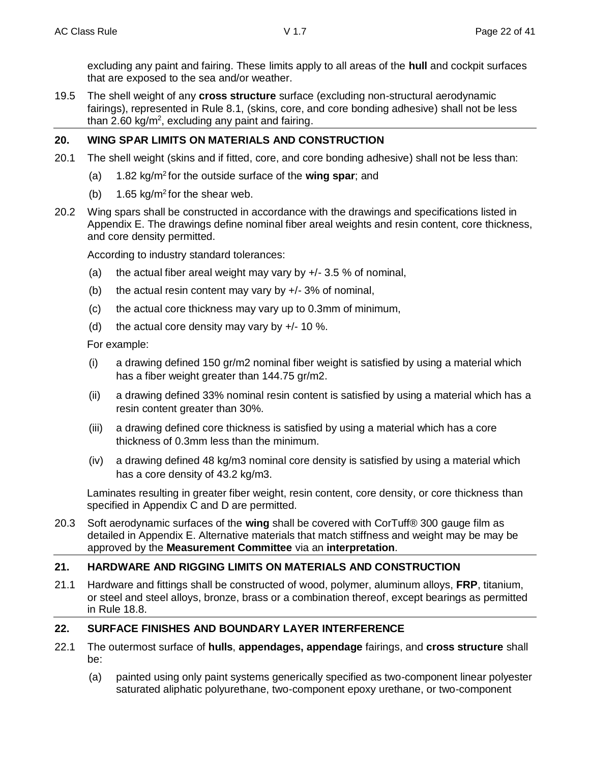excluding any paint and fairing. These limits apply to all areas of the **hull** and cockpit surfaces that are exposed to the sea and/or weather.

19.5 The shell weight of any **cross structure** surface (excluding non-structural aerodynamic fairings), represented in Rule 8.1, (skins, core, and core bonding adhesive) shall not be less than 2.60 kg/m$^2$, excluding any paint and fairing.

## 20. WING SPAR LIMITS ON MATERIALS AND CONSTRUCTION

20.1 The shell weight (skins and if fitted, core, and core bonding adhesive) shall not be less than:

- (a) 1.82 kg/m$^2$ for the outside surface of the **wing spar**; and
- (b) 1.65 kg/m$^2$ for the shear web.

20.2 Wing spars shall be constructed in accordance with the drawings and specifications listed in Appendix E. The drawings define nominal fiber areal weights and resin content, core thickness, and core density permitted.

According to industry standard tolerances:

- (a) the actual fiber areal weight may vary by +/- 3.5 % of nominal,
- (b) the actual resin content may vary by +/- 3% of nominal,
- (c) the actual core thickness may vary up to 0.3mm of minimum,
- (d) the actual core density may vary by +/- 10 %.

For example:

- (i) a drawing defined 150 gr/m2 nominal fiber weight is satisfied by using a material which has a fiber weight greater than 144.75 gr/m2.
- (ii) a drawing defined 33% nominal resin content is satisfied by using a material which has a resin content greater than 30%.
- (iii) a drawing defined core thickness is satisfied by using a material which has a core thickness of 0.3mm less than the minimum.
- (iv) a drawing defined 48 kg/m3 nominal core density is satisfied by using a material which has a core density of 43.2 kg/m3.

Laminates resulting in greater fiber weight, resin content, core density, or core thickness than specified in Appendix C and D are permitted.

20.3 Soft aerodynamic surfaces of the **wing** shall be covered with CorTuff® 300 gauge film as detailed in Appendix E. Alternative materials that match stiffness and weight may be may be approved by the **Measurement Committee** via an **interpretation**.

## 21. HARDWARE AND RIGGING LIMITS ON MATERIALS AND CONSTRUCTION

21.1 Hardware and fittings shall be constructed of wood, polymer, aluminum alloys, **FRP**, titanium, or steel and steel alloys, bronze, brass or a combination thereof, except bearings as permitted in Rule 18.8.

## 22. SURFACE FINISHES AND BOUNDARY LAYER INTERFERENCE

22.1 The outermost surface of **hulls**, **appendages, appendage** fairings, and **cross structure** shall be:

- (a) painted using only paint systems generically specified as two-component linear polyester saturated aliphatic polyurethane, two-component epoxy urethane, or two-component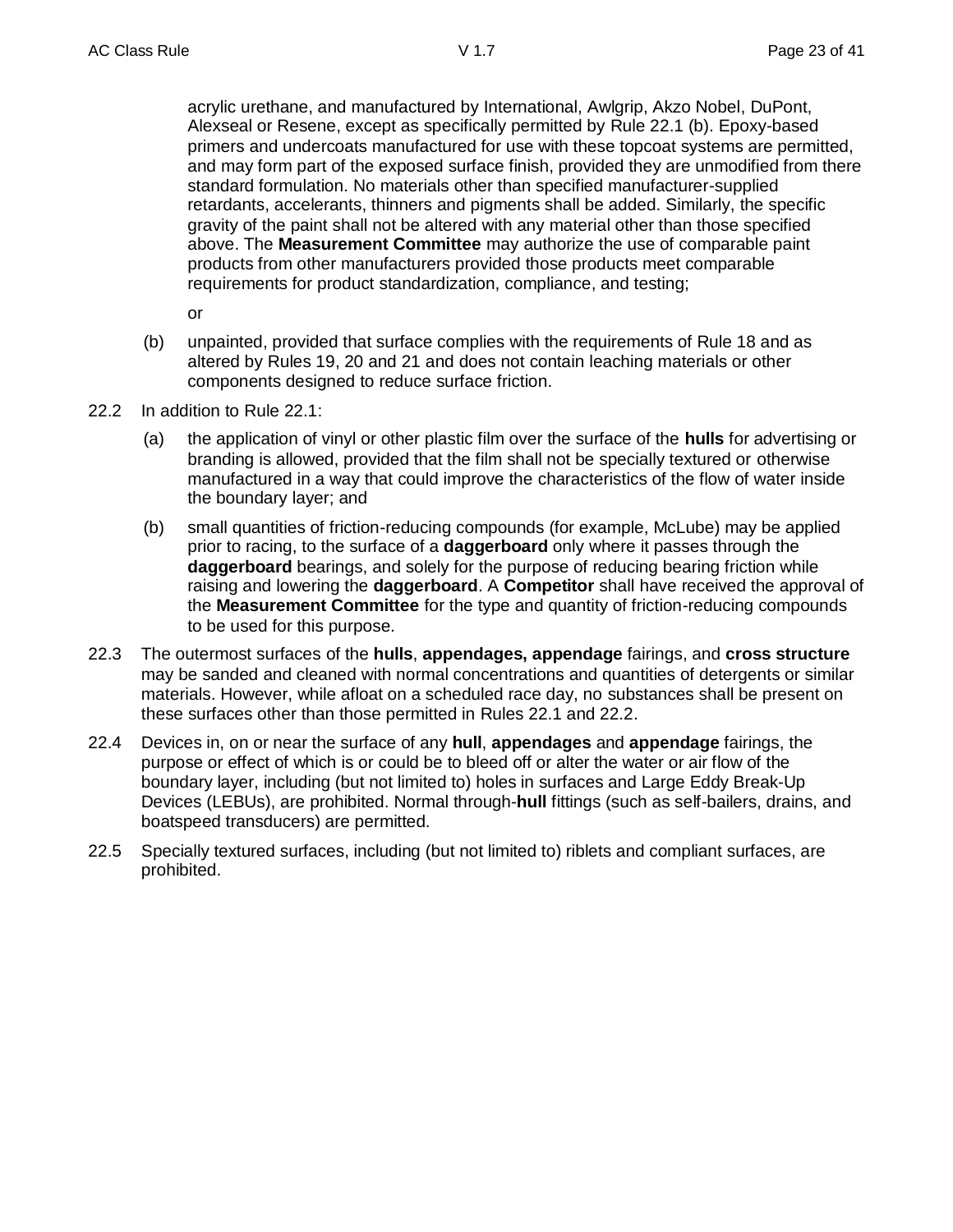acrylic urethane, and manufactured by International, Awlgrip, Akzo Nobel, DuPont, Alexseal or Resene, except as specifically permitted by Rule 22.1 (b). Epoxy-based primers and undercoats manufactured for use with these topcoat systems are permitted, and may form part of the exposed surface finish, provided they are unmodified from there standard formulation. No materials other than specified manufacturer-supplied retardants, accelerants, thinners and pigments shall be added. Similarly, the specific gravity of the paint shall not be altered with any material other than those specified above. The **Measurement Committee** may authorize the use of comparable paint products from other manufacturers provided those products meet comparable requirements for product standardization, compliance, and testing;

or

(b) unpainted, provided that surface complies with the requirements of Rule 18 and as altered by Rules 19, 20 and 21 and does not contain leaching materials or other components designed to reduce surface friction.

22.2 In addition to Rule 22.1:

(a) the application of vinyl or other plastic film over the surface of the **hulls** for advertising or branding is allowed, provided that the film shall not be specially textured or otherwise manufactured in a way that could improve the characteristics of the flow of water inside the boundary layer; and

(b) small quantities of friction-reducing compounds (for example, McLube) may be applied prior to racing, to the surface of a **daggerboard** only where it passes through the **daggerboard** bearings, and solely for the purpose of reducing bearing friction while raising and lowering the **daggerboard**. A **Competitor** shall have received the approval of the **Measurement Committee** for the type and quantity of friction-reducing compounds to be used for this purpose.

22.3 The outermost surfaces of the **hulls**, **appendages, appendage** fairings, and **cross structure** may be sanded and cleaned with normal concentrations and quantities of detergents or similar materials. However, while afloat on a scheduled race day, no substances shall be present on these surfaces other than those permitted in Rules 22.1 and 22.2.

22.4 Devices in, on or near the surface of any **hull**, **appendages** and **appendage** fairings, the purpose or effect of which is or could be to bleed off or alter the water or air flow of the boundary layer, including (but not limited to) holes in surfaces and Large Eddy Break-Up Devices (LEBUs), are prohibited. Normal through-**hull** fittings (such as self-bailers, drains, and boatspeed transducers) are permitted.

22.5 Specially textured surfaces, including (but not limited to) riblets and compliant surfaces, are prohibited.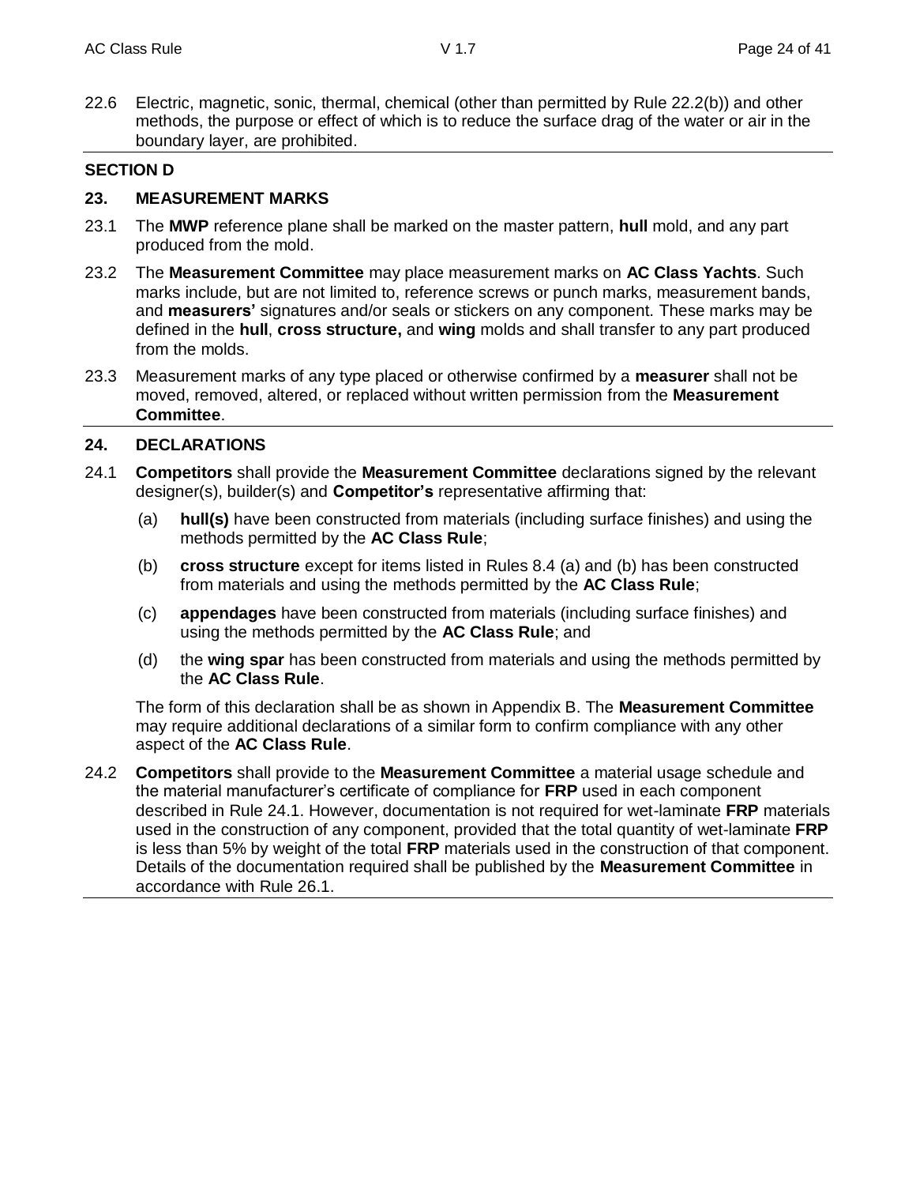22.6 Electric, magnetic, sonic, thermal, chemical (other than permitted by Rule 22.2(b)) and other methods, the purpose or effect of which is to reduce the surface drag of the water or air in the boundary layer, are prohibited.

## SECTION D

### 23. MEASUREMENT MARKS

23.1 The **MWP** reference plane shall be marked on the master pattern, **hull** mold, and any part produced from the mold.

23.2 The **Measurement Committee** may place measurement marks on **AC Class Yachts**. Such marks include, but are not limited to, reference screws or punch marks, measurement bands, and **measurers'** signatures and/or seals or stickers on any component. These marks may be defined in the **hull**, **cross structure,** and **wing** molds and shall transfer to any part produced from the molds.

23.3 Measurement marks of any type placed or otherwise confirmed by a **measurer** shall not be moved, removed, altered, or replaced without written permission from the **Measurement Committee**.

### 24. DECLARATIONS

24.1 **Competitors** shall provide the **Measurement Committee** declarations signed by the relevant designer(s), builder(s) and **Competitor's** representative affirming that:

(a) **hull(s)** have been constructed from materials (including surface finishes) and using the methods permitted by the **AC Class Rule**;

(b) **cross structure** except for items listed in Rules 8.4 (a) and (b) has been constructed from materials and using the methods permitted by the **AC Class Rule**;

(c) **appendages** have been constructed from materials (including surface finishes) and using the methods permitted by the **AC Class Rule**; and

(d) the **wing spar** has been constructed from materials and using the methods permitted by the **AC Class Rule**.

The form of this declaration shall be as shown in Appendix B. The **Measurement Committee** may require additional declarations of a similar form to confirm compliance with any other aspect of the **AC Class Rule**.

24.2 **Competitors** shall provide to the **Measurement Committee** a material usage schedule and the material manufacturer's certificate of compliance for **FRP** used in each component described in Rule 24.1. However, documentation is not required for wet-laminate **FRP** materials used in the construction of any component, provided that the total quantity of wet-laminate **FRP** is less than 5% by weight of the total **FRP** materials used in the construction of that component. Details of the documentation required shall be published by the **Measurement Committee** in accordance with Rule 26.1.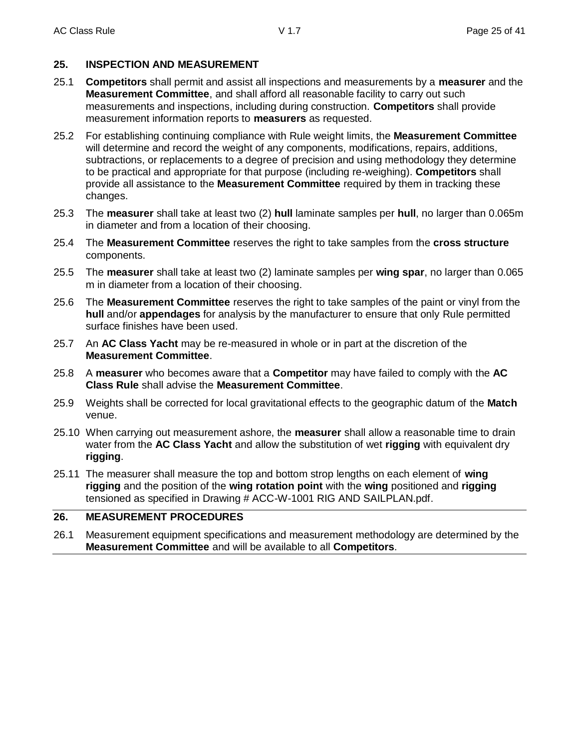## 25. INSPECTION AND MEASUREMENT

25.1 **Competitors** shall permit and assist all inspections and measurements by a **measurer** and the **Measurement Committee**, and shall afford all reasonable facility to carry out such measurements and inspections, including during construction. **Competitors** shall provide measurement information reports to **measurers** as requested.

25.2 For establishing continuing compliance with Rule weight limits, the **Measurement Committee** will determine and record the weight of any components, modifications, repairs, additions, subtractions, or replacements to a degree of precision and using methodology they determine to be practical and appropriate for that purpose (including re-weighing). **Competitors** shall provide all assistance to the **Measurement Committee** required by them in tracking these changes.

25.3 The **measurer** shall take at least two (2) **hull** laminate samples per **hull**, no larger than 0.065m in diameter and from a location of their choosing.

25.4 The **Measurement Committee** reserves the right to take samples from the **cross structure** components.

25.5 The **measurer** shall take at least two (2) laminate samples per **wing spar**, no larger than 0.065 m in diameter from a location of their choosing.

25.6 The **Measurement Committee** reserves the right to take samples of the paint or vinyl from the **hull** and/or **appendages** for analysis by the manufacturer to ensure that only Rule permitted surface finishes have been used.

25.7 An **AC Class Yacht** may be re-measured in whole or in part at the discretion of the **Measurement Committee**.

25.8 A **measurer** who becomes aware that a **Competitor** may have failed to comply with the **AC Class Rule** shall advise the **Measurement Committee**.

25.9 Weights shall be corrected for local gravitational effects to the geographic datum of the **Match** venue.

25.10 When carrying out measurement ashore, the **measurer** shall allow a reasonable time to drain water from the **AC Class Yacht** and allow the substitution of wet **rigging** with equivalent dry **rigging**.

25.11 The measurer shall measure the top and bottom strop lengths on each element of **wing rigging** and the position of the **wing rotation point** with the **wing** positioned and **rigging** tensioned as specified in Drawing # ACC-W-1001 RIG AND SAILPLAN.pdf.

## 26. MEASUREMENT PROCEDURES

26.1 Measurement equipment specifications and measurement methodology are determined by the **Measurement Committee** and will be available to all **Competitors**.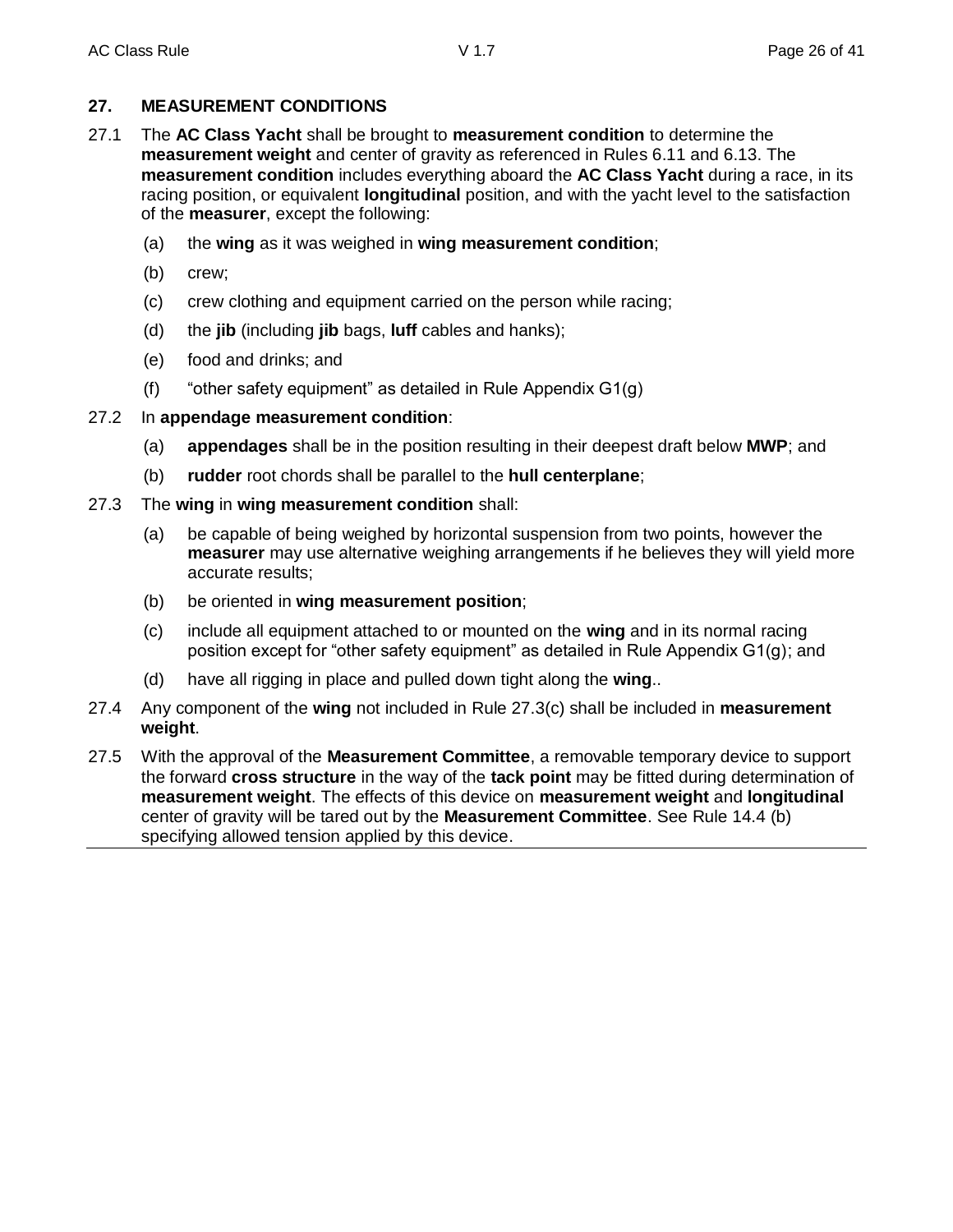## 27. MEASUREMENT CONDITIONS

27.1 The **AC Class Yacht** shall be brought to **measurement condition** to determine the **measurement weight** and center of gravity as referenced in Rules 6.11 and 6.13. The **measurement condition** includes everything aboard the **AC Class Yacht** during a race, in its racing position, or equivalent **longitudinal** position, and with the yacht level to the satisfaction of the **measurer**, except the following:

- (a) the **wing** as it was weighed in **wing measurement condition**;
- (b) crew;
- (c) crew clothing and equipment carried on the person while racing;
- (d) the **jib** (including **jib** bags, **luff** cables and hanks);
- (e) food and drinks; and
- (f) "other safety equipment" as detailed in Rule Appendix G1(g)

27.2 In **appendage measurement condition**:

- (a) **appendages** shall be in the position resulting in their deepest draft below **MWP**; and
- (b) **rudder** root chords shall be parallel to the **hull centerplane**;

27.3 The **wing** in **wing measurement condition** shall:

- (a) be capable of being weighed by horizontal suspension from two points, however the **measurer** may use alternative weighing arrangements if he believes they will yield more accurate results;
- (b) be oriented in **wing measurement position**;
- (c) include all equipment attached to or mounted on the **wing** and in its normal racing position except for "other safety equipment" as detailed in Rule Appendix G1(g); and
- (d) have all rigging in place and pulled down tight along the **wing**..

27.4 Any component of the **wing** not included in Rule 27.3(c) shall be included in **measurement weight**.

27.5 With the approval of the **Measurement Committee**, a removable temporary device to support the forward **cross structure** in the way of the **tack point** may be fitted during determination of **measurement weight**. The effects of this device on **measurement weight** and **longitudinal** center of gravity will be tared out by the **Measurement Committee**. See Rule 14.4 (b) specifying allowed tension applied by this device.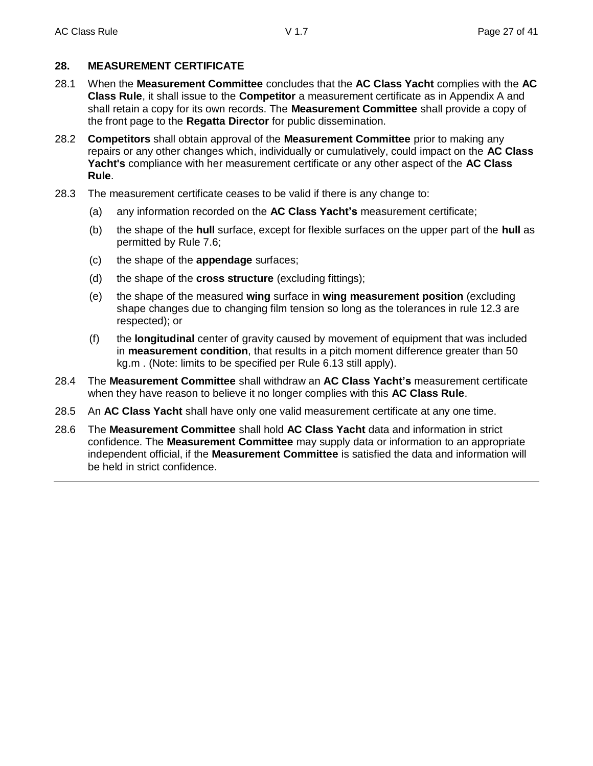## 28. MEASUREMENT CERTIFICATE

28.1 When the **Measurement Committee** concludes that the **AC Class Yacht** complies with the **AC Class Rule**, it shall issue to the **Competitor** a measurement certificate as in Appendix A and shall retain a copy for its own records. The **Measurement Committee** shall provide a copy of the front page to the **Regatta Director** for public dissemination.

28.2 **Competitors** shall obtain approval of the **Measurement Committee** prior to making any repairs or any other changes which, individually or cumulatively, could impact on the **AC Class Yacht's** compliance with her measurement certificate or any other aspect of the **AC Class Rule**.

28.3 The measurement certificate ceases to be valid if there is any change to:

(a) any information recorded on the **AC Class Yacht's** measurement certificate;

(b) the shape of the **hull** surface, except for flexible surfaces on the upper part of the **hull** as permitted by Rule 7.6;

(c) the shape of the **appendage** surfaces;

(d) the shape of the **cross structure** (excluding fittings);

(e) the shape of the measured **wing** surface in **wing measurement position** (excluding shape changes due to changing film tension so long as the tolerances in rule 12.3 are respected); or

(f) the **longitudinal** center of gravity caused by movement of equipment that was included in **measurement condition**, that results in a pitch moment difference greater than 50 kg.m . (Note: limits to be specified per Rule 6.13 still apply).

28.4 The **Measurement Committee** shall withdraw an **AC Class Yacht's** measurement certificate when they have reason to believe it no longer complies with this **AC Class Rule**.

28.5 An **AC Class Yacht** shall have only one valid measurement certificate at any one time.

28.6 The **Measurement Committee** shall hold **AC Class Yacht** data and information in strict confidence. The **Measurement Committee** may supply data or information to an appropriate independent official, if the **Measurement Committee** is satisfied the data and information will be held in strict confidence.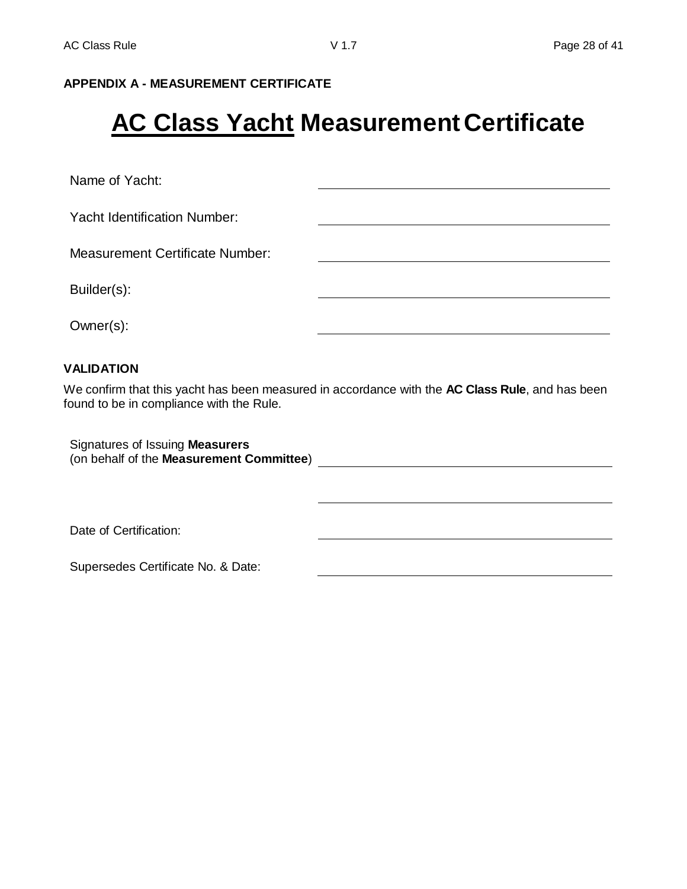**APPENDIX A - MEASUREMENT CERTIFICATE**

# AC Class Yacht Measurement Certificate

Name of Yacht: ____________________

Yacht Identification Number: ____________________

Measurement Certificate Number: ____________________

Builder(s): ____________________

Owner(s): ____________________

**VALIDATION**

We confirm that this yacht has been measured in accordance with the **AC Class Rule**, and has been found to be in compliance with the Rule.

Signatures of Issuing **Measurers**
(on behalf of the **Measurement Committee**) ____________________

____________________

Date of Certification: ____________________

Supersedes Certificate No. & Date: ____________________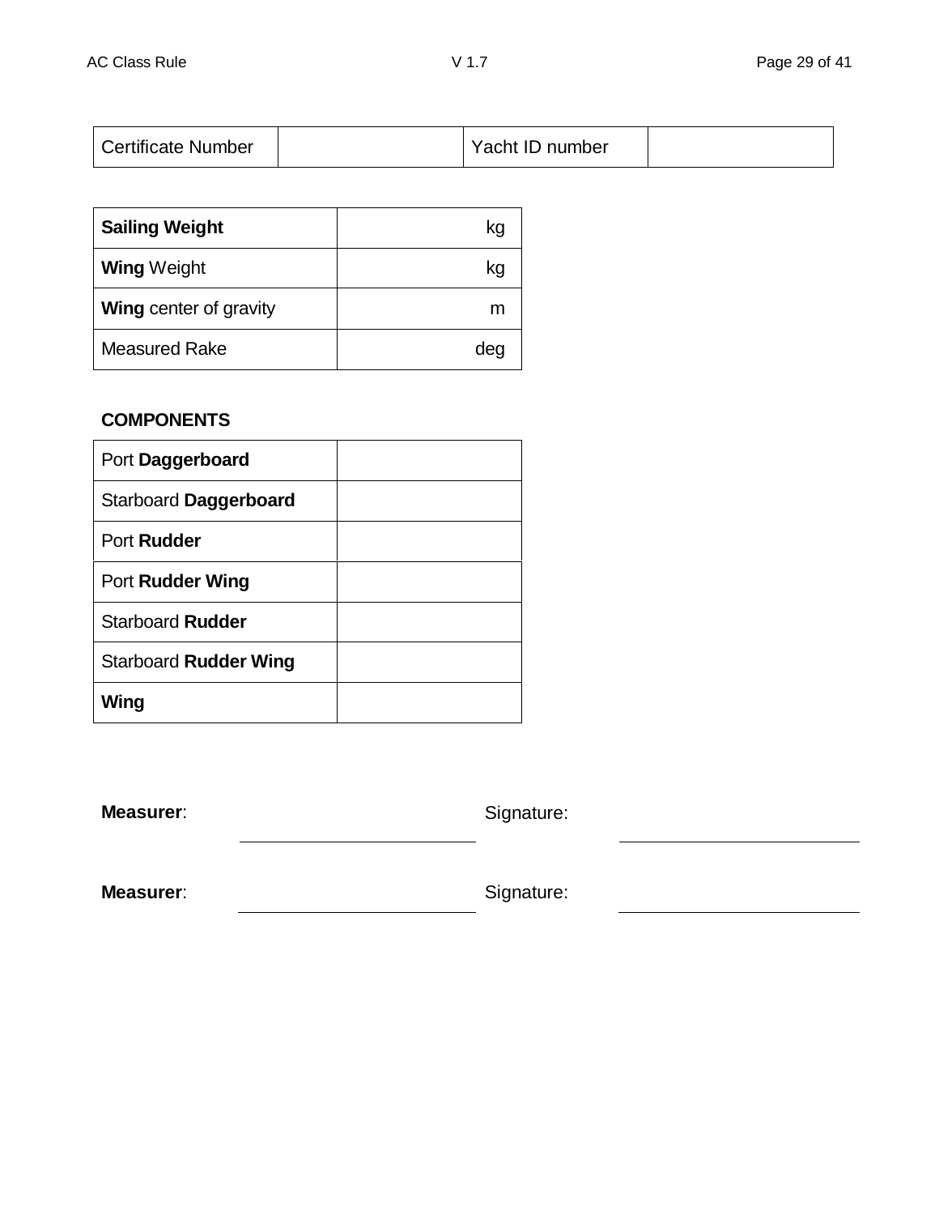| Certificate Number | | Yacht ID number | |
|---|---|---|---|

| **Sailing Weight** | kg |
|---|---|
| **Wing** Weight | kg |
| **Wing** center of gravity | m |
| Measured Rake | deg |

**COMPONENTS**

| Port **Daggerboard** | |
|---|---|
| Starboard **Daggerboard** | |
| Port **Rudder** | |
| Port **Rudder Wing** | |
| Starboard **Rudder** | |
| Starboard **Rudder Wing** | |
| **Wing** | |

**Measurer**: ______________________ Signature: ______________________

**Measurer**: ______________________ Signature: ______________________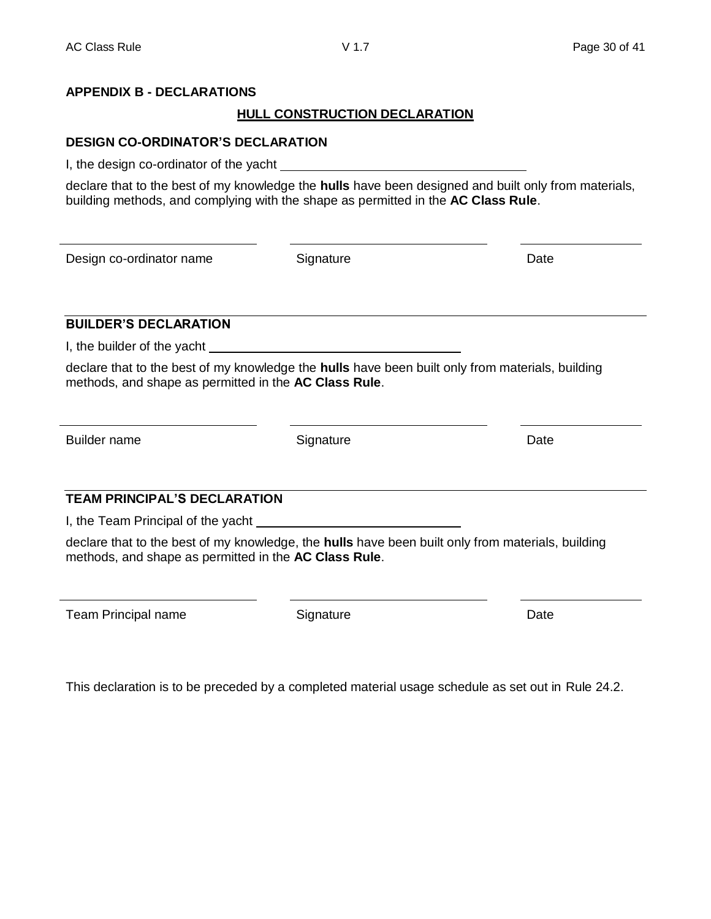## APPENDIX B - DECLARATIONS

### HULL CONSTRUCTION DECLARATION

**DESIGN CO-ORDINATOR'S DECLARATION**

I, the design co-ordinator of the yacht \_\_\_\_\_\_\_\_\_\_\_\_\_\_\_\_\_\_\_\_\_\_\_\_\_\_\_\_\_\_\_\_

declare that to the best of my knowledge the **hulls** have been designed and built only from materials, building methods, and complying with the shape as permitted in the **AC Class Rule**.

| Design co-ordinator name | Signature | Date |
|---|---|---|

**BUILDER'S DECLARATION**

I, the builder of the yacht \_\_\_\_\_\_\_\_\_\_\_\_\_\_\_\_\_\_\_\_\_\_\_\_\_\_\_\_\_\_\_\_

declare that to the best of my knowledge the **hulls** have been built only from materials, building methods, and shape as permitted in the **AC Class Rule**.

| Builder name | Signature | Date |
|---|---|---|

**TEAM PRINCIPAL'S DECLARATION**

I, the Team Principal of the yacht \_\_\_\_\_\_\_\_\_\_\_\_\_\_\_\_\_\_\_\_\_\_\_\_\_\_\_\_\_\_\_\_

declare that to the best of my knowledge, the **hulls** have been built only from materials, building methods, and shape as permitted in the **AC Class Rule**.

| Team Principal name | Signature | Date |
|---|---|---|

This declaration is to be preceded by a completed material usage schedule as set out in Rule 24.2.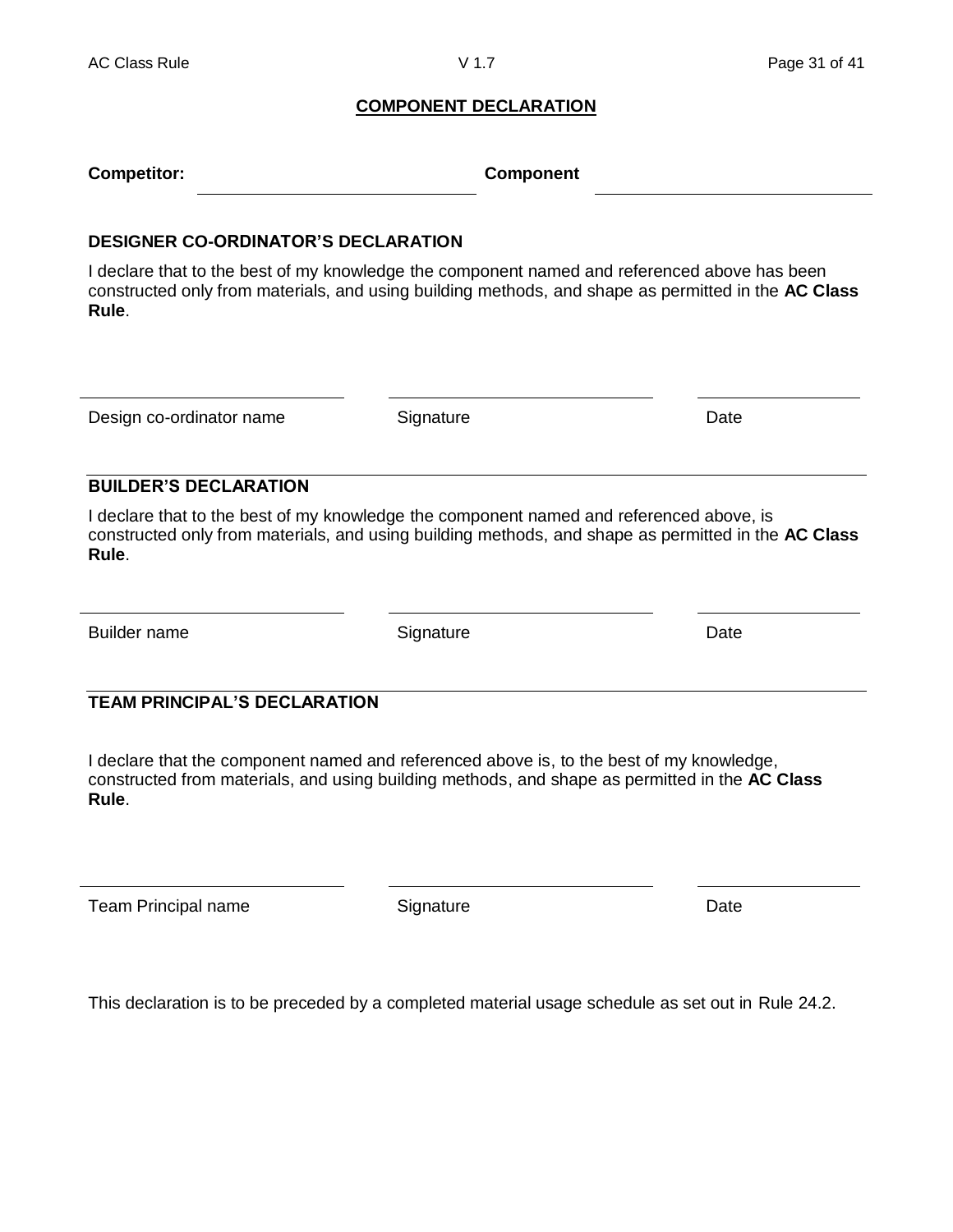## COMPONENT DECLARATION

**Competitor:** \_\_\_\_\_\_\_\_\_\_\_\_\_\_\_\_\_\_\_\_\_\_\_\_ **Component** \_\_\_\_\_\_\_\_\_\_\_\_\_\_\_\_\_\_\_\_\_\_\_\_

### DESIGNER CO-ORDINATOR'S DECLARATION

I declare that to the best of my knowledge the component named and referenced above has been constructed only from materials, and using building methods, and shape as permitted in the **AC Class Rule**.

| Design co-ordinator name | Signature | Date |
|---|---|---|
| | | |

### BUILDER'S DECLARATION

I declare that to the best of my knowledge the component named and referenced above, is constructed only from materials, and using building methods, and shape as permitted in the **AC Class Rule**.

| Builder name | Signature | Date |
|---|---|---|
| | | |

### TEAM PRINCIPAL'S DECLARATION

I declare that the component named and referenced above is, to the best of my knowledge, constructed from materials, and using building methods, and shape as permitted in the **AC Class Rule**.

| Team Principal name | Signature | Date |
|---|---|---|
| | | |

This declaration is to be preceded by a completed material usage schedule as set out in Rule 24.2.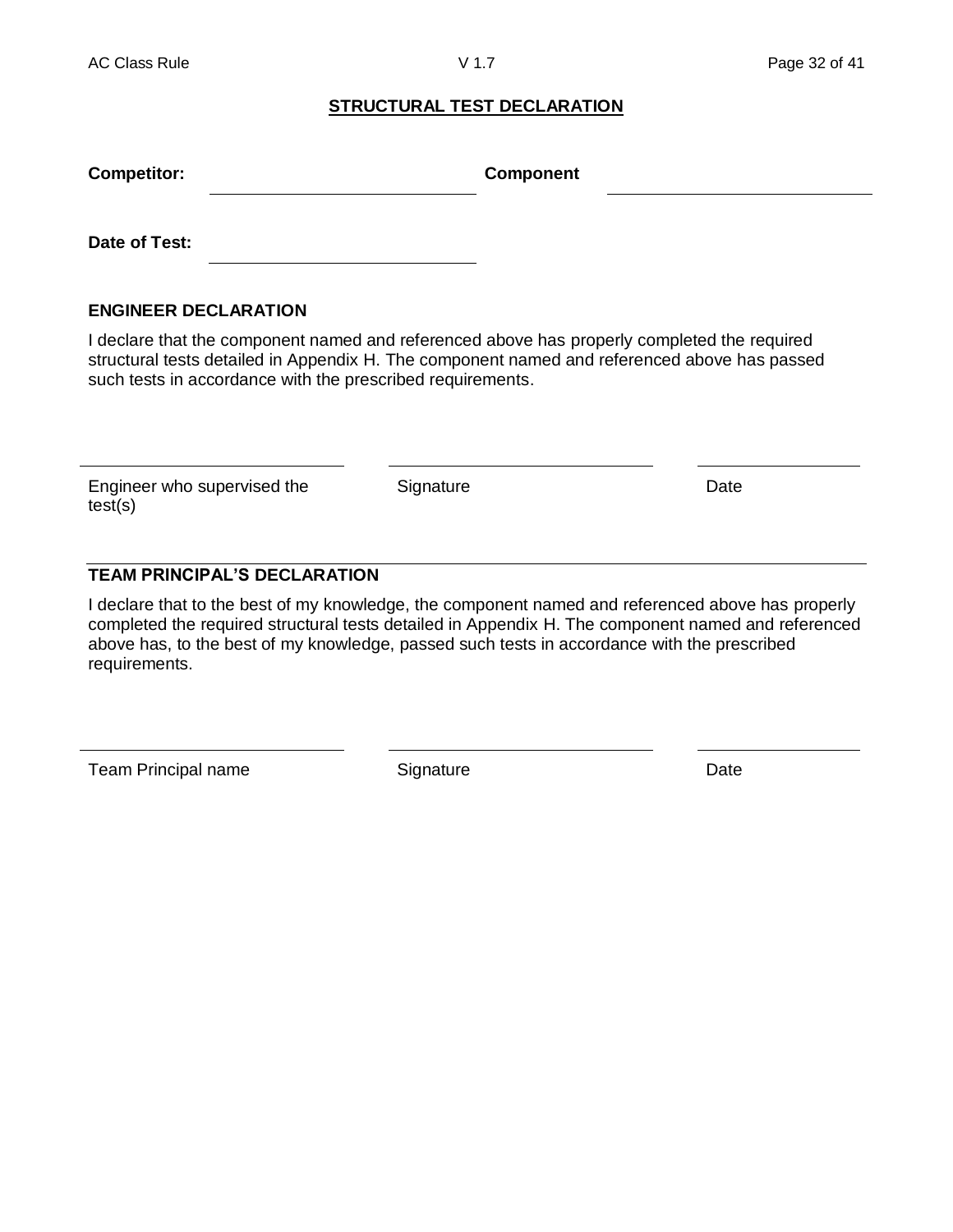## STRUCTURAL TEST DECLARATION

**Competitor:** ______________________________ **Component** ______________________________

**Date of Test:** ______________________________

### ENGINEER DECLARATION

I declare that the component named and referenced above has properly completed the required structural tests detailed in Appendix H. The component named and referenced above has passed such tests in accordance with the prescribed requirements.

| ______________________________ | ______________________________ | __________________ |
| --- | --- | --- |
| Engineer who supervised the test(s) | Signature | Date |

### TEAM PRINCIPAL'S DECLARATION

I declare that to the best of my knowledge, the component named and referenced above has properly completed the required structural tests detailed in Appendix H. The component named and referenced above has, to the best of my knowledge, passed such tests in accordance with the prescribed requirements.

| ______________________________ | ______________________________ | __________________ |
| --- | --- | --- |
| Team Principal name | Signature | Date |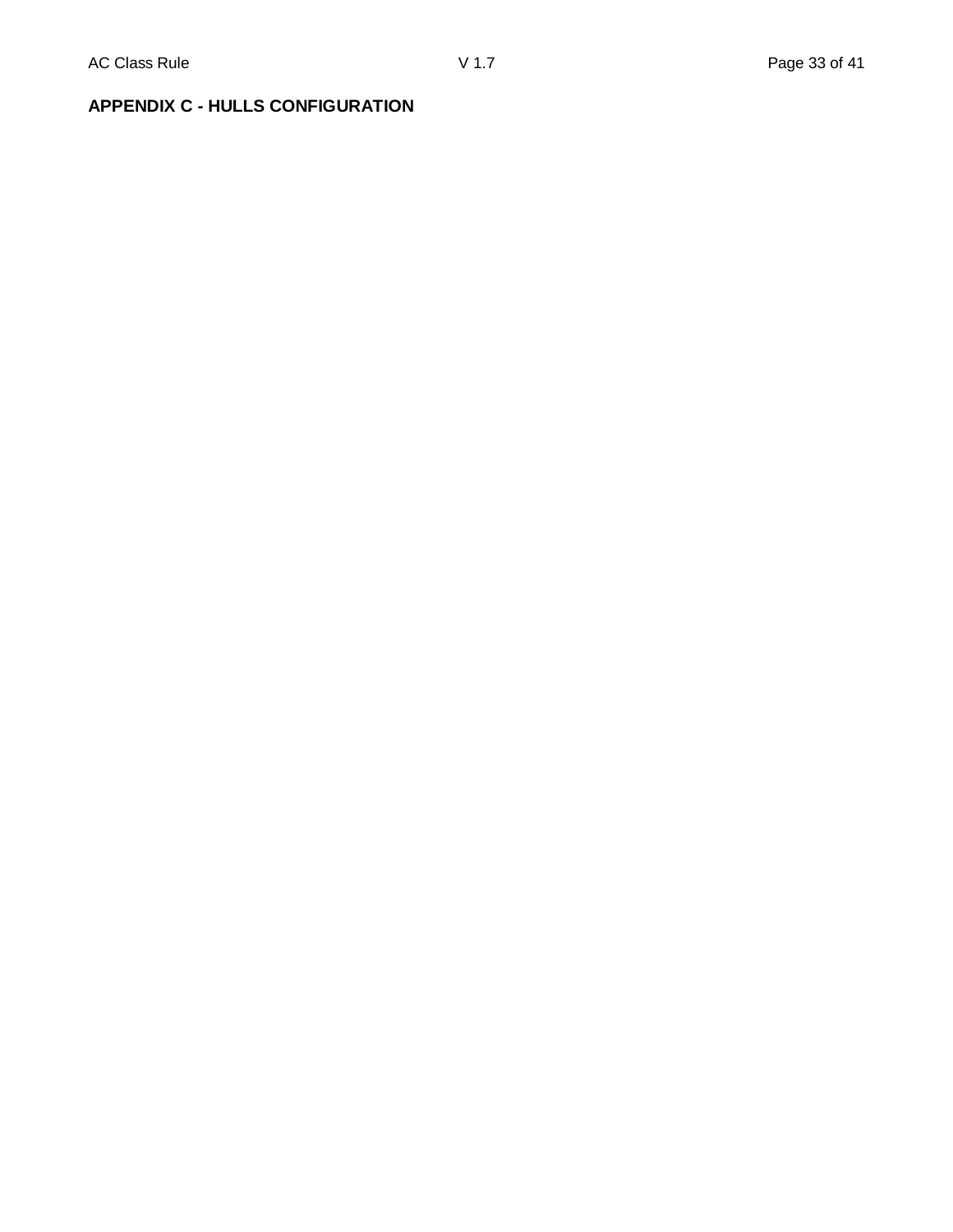## APPENDIX C - HULLS CONFIGURATION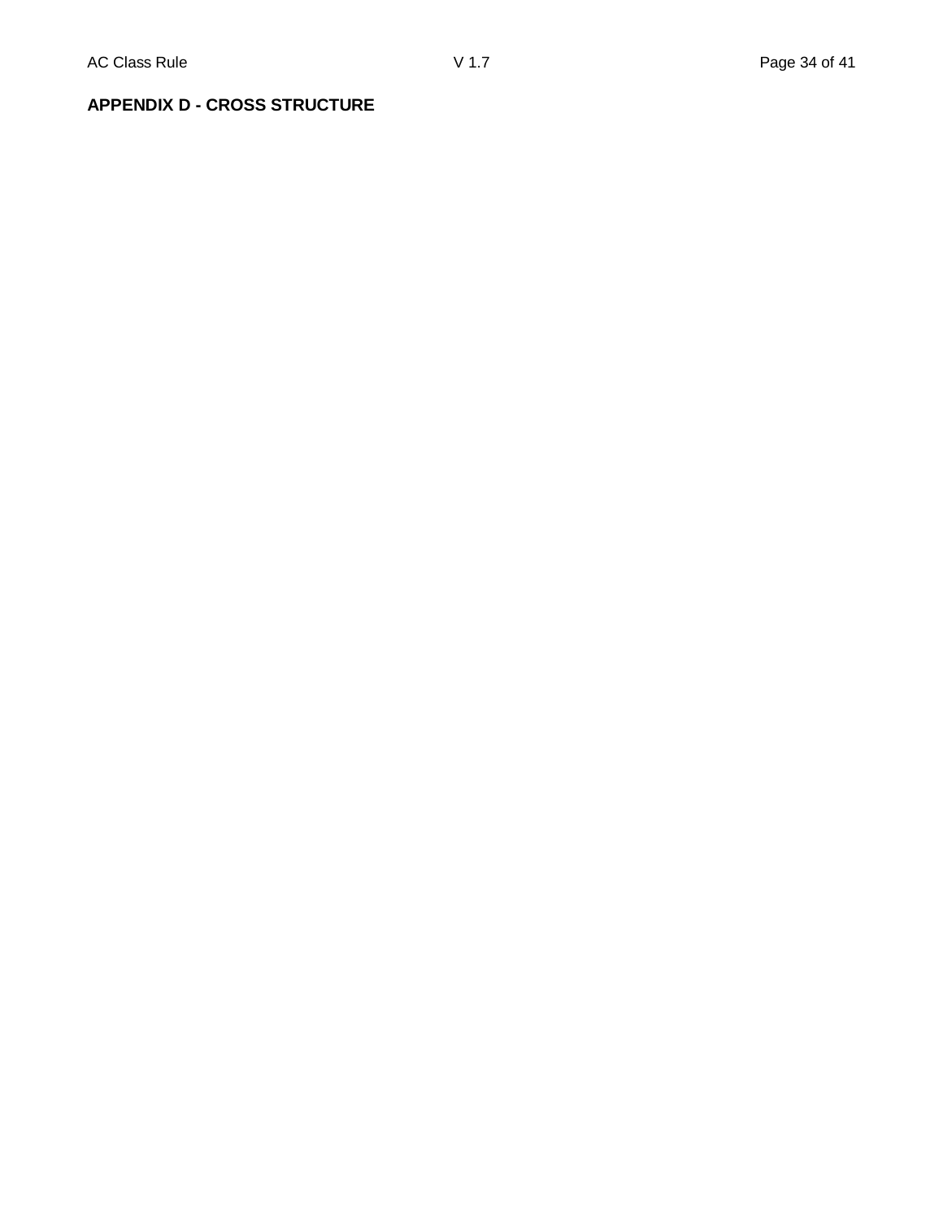**APPENDIX D - CROSS STRUCTURE**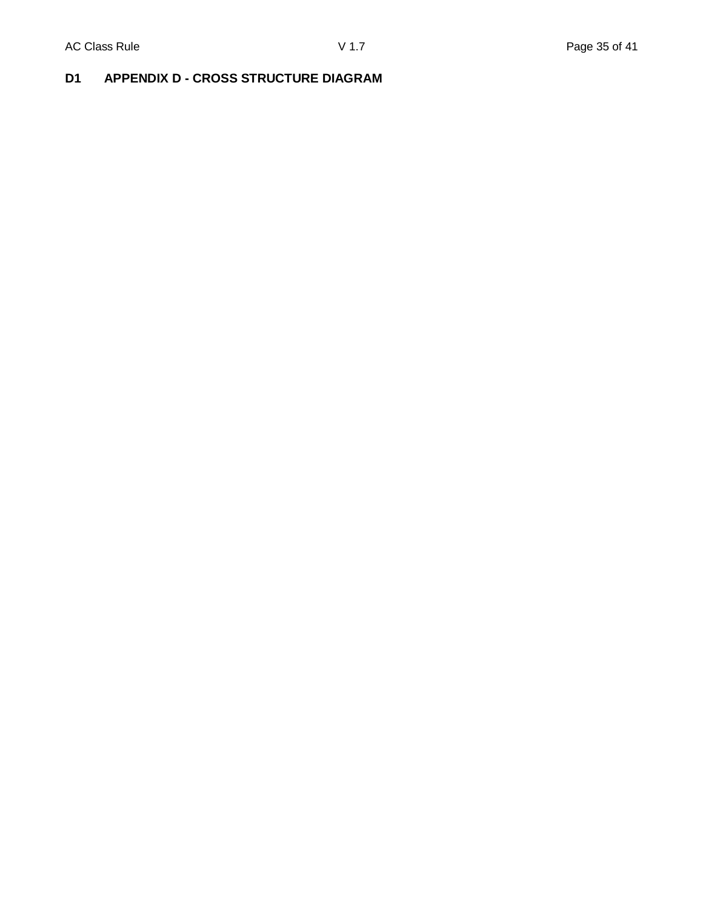## D1 APPENDIX D - CROSS STRUCTURE DIAGRAM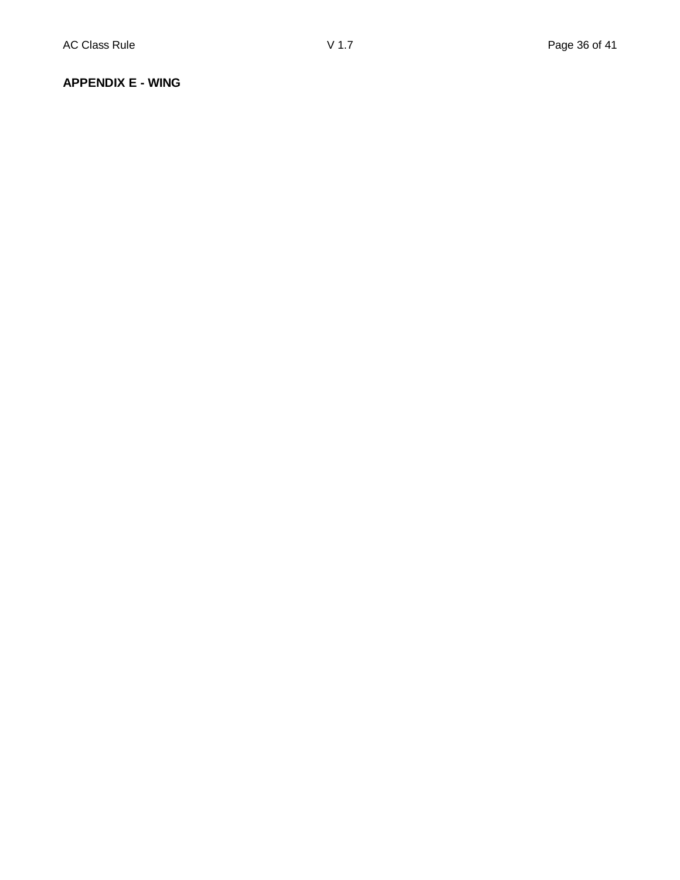**APPENDIX E - WING**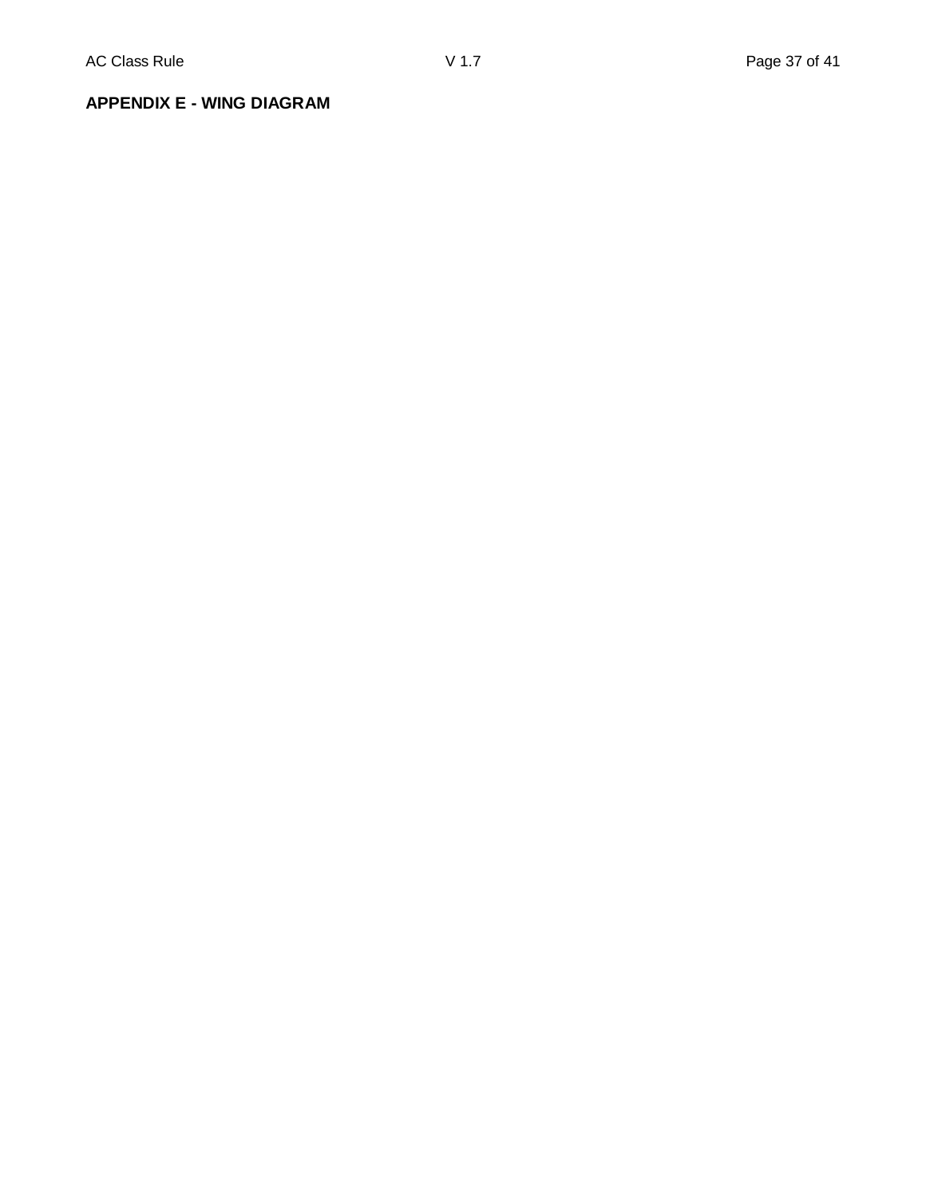**APPENDIX E - WING DIAGRAM**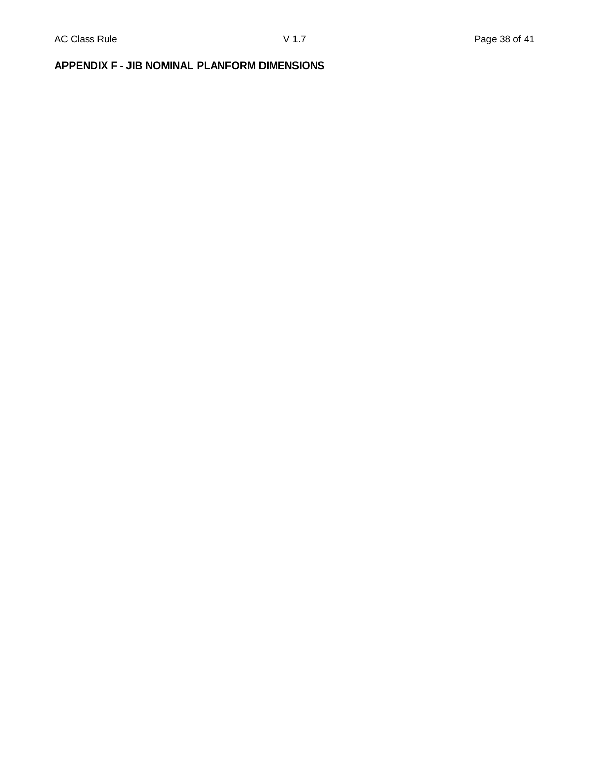## APPENDIX F - JIB NOMINAL PLANFORM DIMENSIONS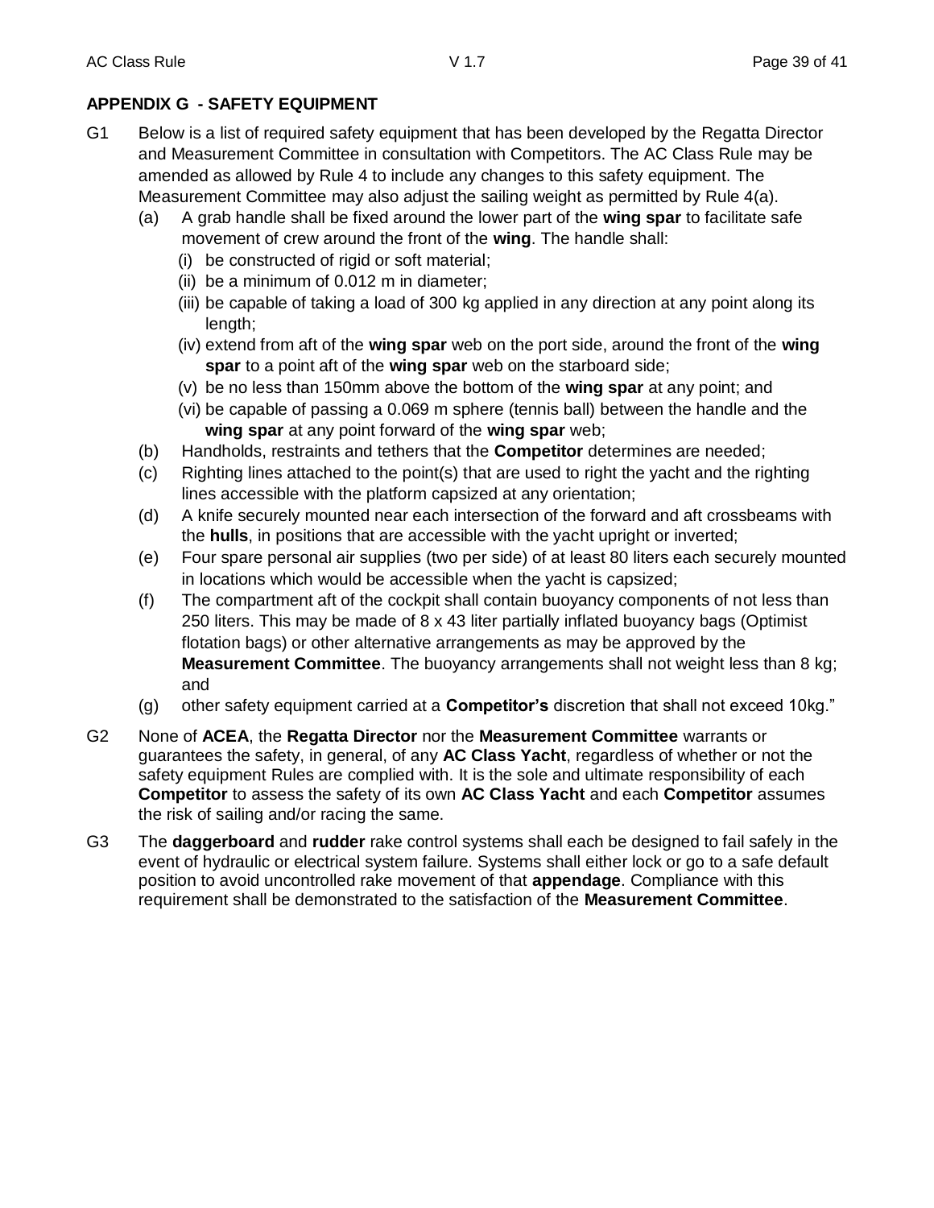## APPENDIX G - SAFETY EQUIPMENT

G1 Below is a list of required safety equipment that has been developed by the Regatta Director and Measurement Committee in consultation with Competitors. The AC Class Rule may be amended as allowed by Rule 4 to include any changes to this safety equipment. The Measurement Committee may also adjust the sailing weight as permitted by Rule 4(a).

- (a) A grab handle shall be fixed around the lower part of the **wing spar** to facilitate safe movement of crew around the front of the **wing**. The handle shall:
  - (i) be constructed of rigid or soft material;
  - (ii) be a minimum of 0.012 m in diameter;
  - (iii) be capable of taking a load of 300 kg applied in any direction at any point along its length;
  - (iv) extend from aft of the **wing spar** web on the port side, around the front of the **wing spar** to a point aft of the **wing spar** web on the starboard side;
  - (v) be no less than 150mm above the bottom of the **wing spar** at any point; and
  - (vi) be capable of passing a 0.069 m sphere (tennis ball) between the handle and the **wing spar** at any point forward of the **wing spar** web;
- (b) Handholds, restraints and tethers that the **Competitor** determines are needed;
- (c) Righting lines attached to the point(s) that are used to right the yacht and the righting lines accessible with the platform capsized at any orientation;
- (d) A knife securely mounted near each intersection of the forward and aft crossbeams with the **hulls**, in positions that are accessible with the yacht upright or inverted;
- (e) Four spare personal air supplies (two per side) of at least 80 liters each securely mounted in locations which would be accessible when the yacht is capsized;
- (f) The compartment aft of the cockpit shall contain buoyancy components of not less than 250 liters. This may be made of 8 x 43 liter partially inflated buoyancy bags (Optimist flotation bags) or other alternative arrangements as may be approved by the **Measurement Committee**. The buoyancy arrangements shall not weight less than 8 kg; and
- (g) other safety equipment carried at a **Competitor's** discretion that shall not exceed 10kg."

G2 None of **ACEA**, the **Regatta Director** nor the **Measurement Committee** warrants or guarantees the safety, in general, of any **AC Class Yacht**, regardless of whether or not the safety equipment Rules are complied with. It is the sole and ultimate responsibility of each **Competitor** to assess the safety of its own **AC Class Yacht** and each **Competitor** assumes the risk of sailing and/or racing the same.

G3 The **daggerboard** and **rudder** rake control systems shall each be designed to fail safely in the event of hydraulic or electrical system failure. Systems shall either lock or go to a safe default position to avoid uncontrolled rake movement of that **appendage**. Compliance with this requirement shall be demonstrated to the satisfaction of the **Measurement Committee**.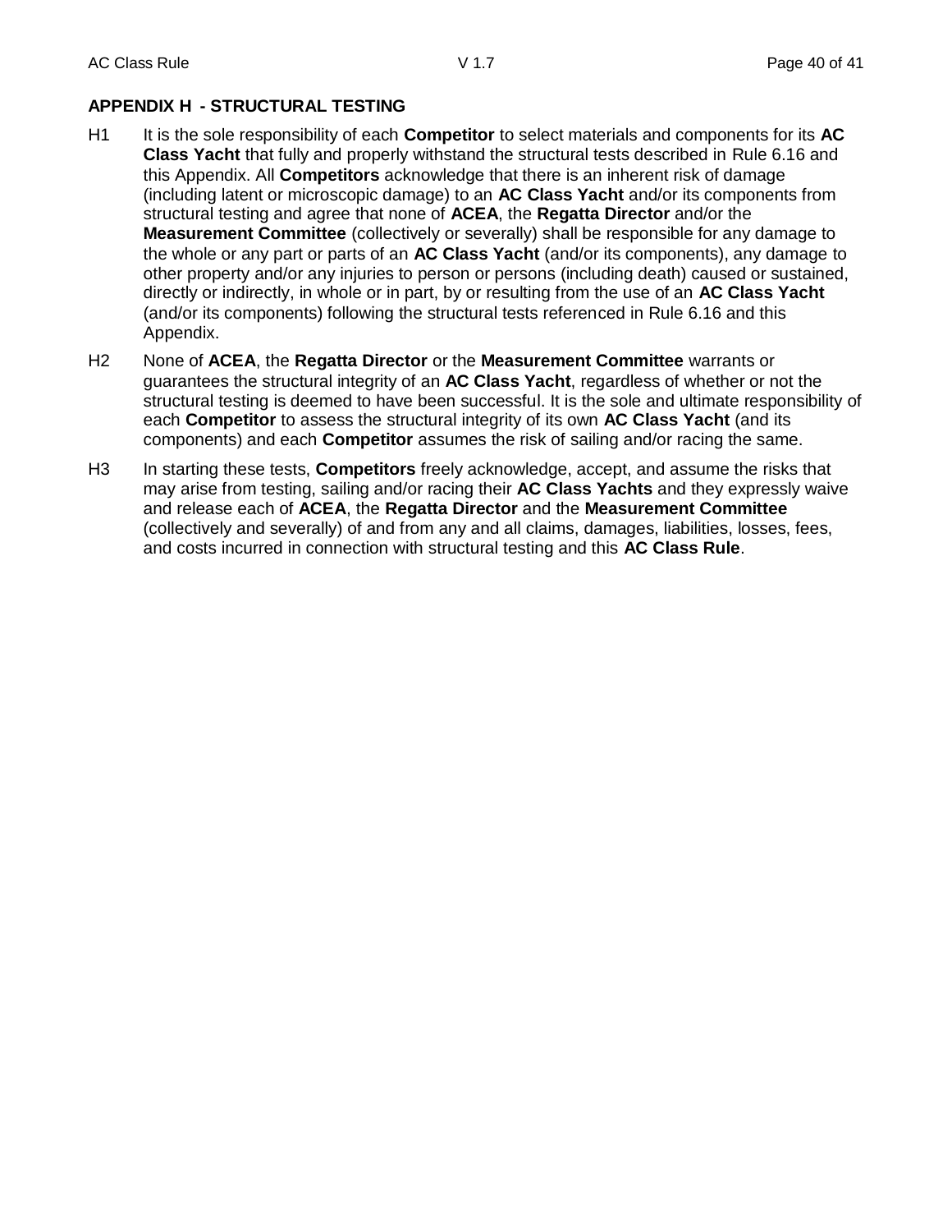## APPENDIX H - STRUCTURAL TESTING

H1 It is the sole responsibility of each **Competitor** to select materials and components for its **AC Class Yacht** that fully and properly withstand the structural tests described in Rule 6.16 and this Appendix. All **Competitors** acknowledge that there is an inherent risk of damage (including latent or microscopic damage) to an **AC Class Yacht** and/or its components from structural testing and agree that none of **ACEA**, the **Regatta Director** and/or the **Measurement Committee** (collectively or severally) shall be responsible for any damage to the whole or any part or parts of an **AC Class Yacht** (and/or its components), any damage to other property and/or any injuries to person or persons (including death) caused or sustained, directly or indirectly, in whole or in part, by or resulting from the use of an **AC Class Yacht** (and/or its components) following the structural tests referenced in Rule 6.16 and this Appendix.

H2 None of **ACEA**, the **Regatta Director** or the **Measurement Committee** warrants or guarantees the structural integrity of an **AC Class Yacht**, regardless of whether or not the structural testing is deemed to have been successful. It is the sole and ultimate responsibility of each **Competitor** to assess the structural integrity of its own **AC Class Yacht** (and its components) and each **Competitor** assumes the risk of sailing and/or racing the same.

H3 In starting these tests, **Competitors** freely acknowledge, accept, and assume the risks that may arise from testing, sailing and/or racing their **AC Class Yachts** and they expressly waive and release each of **ACEA**, the **Regatta Director** and the **Measurement Committee** (collectively and severally) of and from any and all claims, damages, liabilities, losses, fees, and costs incurred in connection with structural testing and this **AC Class Rule**.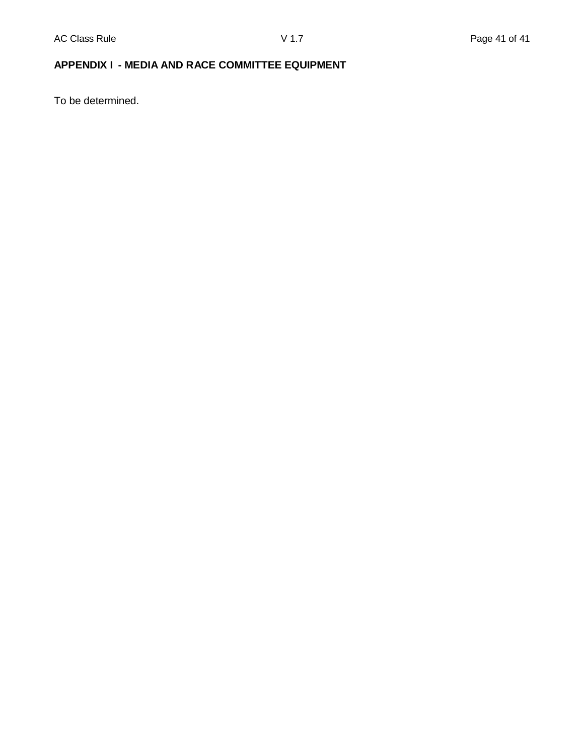## APPENDIX I - MEDIA AND RACE COMMITTEE EQUIPMENT

To be determined.